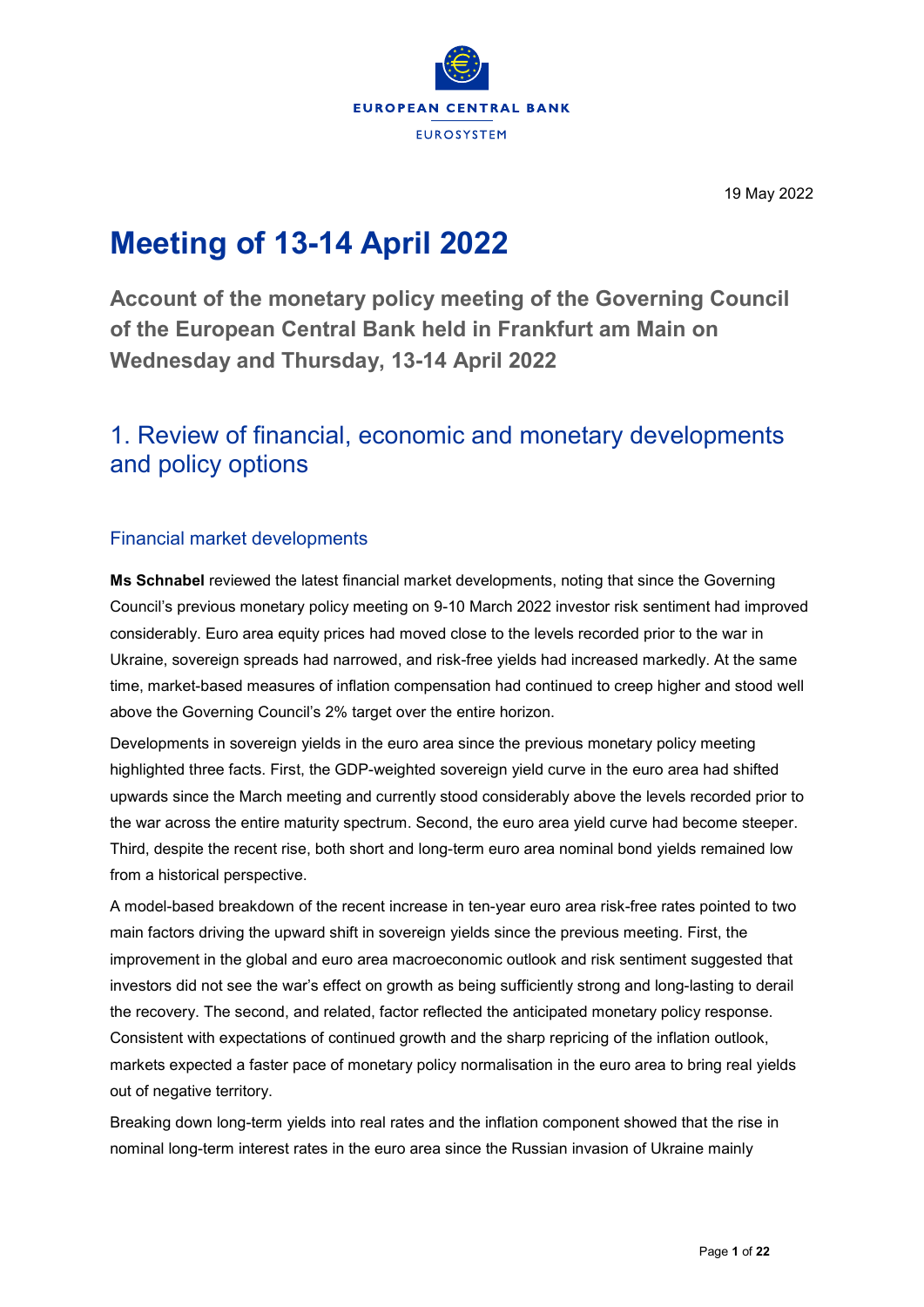EUROPEAN CENTRAL BANK

EUROSYSTEM

19 May 2022

# Meeting of 13-14 April 2022

**Account of the monetary policy meeting of the Governing Council of the European Central Bank held in Frankfurt am Main on Wednesday and Thursday, 13-14 April 2022**

## 1. Review of financial, economic and monetary developments and policy options

### Financial market developments

**Ms Schnabel** reviewed the latest financial market developments, noting that since the Governing Council's previous monetary policy meeting on 9-10 March 2022 investor risk sentiment had improved considerably. Euro area equity prices had moved close to the levels recorded prior to the war in Ukraine, sovereign spreads had narrowed, and risk-free yields had increased markedly. At the same time, market-based measures of inflation compensation had continued to creep higher and stood well above the Governing Council's 2% target over the entire horizon.

Developments in sovereign yields in the euro area since the previous monetary policy meeting highlighted three facts. First, the GDP-weighted sovereign yield curve in the euro area had shifted upwards since the March meeting and currently stood considerably above the levels recorded prior to the war across the entire maturity spectrum. Second, the euro area yield curve had become steeper. Third, despite the recent rise, both short and long-term euro area nominal bond yields remained low from a historical perspective.

A model-based breakdown of the recent increase in ten-year euro area risk-free rates pointed to two main factors driving the upward shift in sovereign yields since the previous meeting. First, the improvement in the global and euro area macroeconomic outlook and risk sentiment suggested that investors did not see the war's effect on growth as being sufficiently strong and long-lasting to derail the recovery. The second, and related, factor reflected the anticipated monetary policy response. Consistent with expectations of continued growth and the sharp repricing of the inflation outlook, markets expected a faster pace of monetary policy normalisation in the euro area to bring real yields out of negative territory.

Breaking down long-term yields into real rates and the inflation component showed that the rise in nominal long-term interest rates in the euro area since the Russian invasion of Ukraine mainly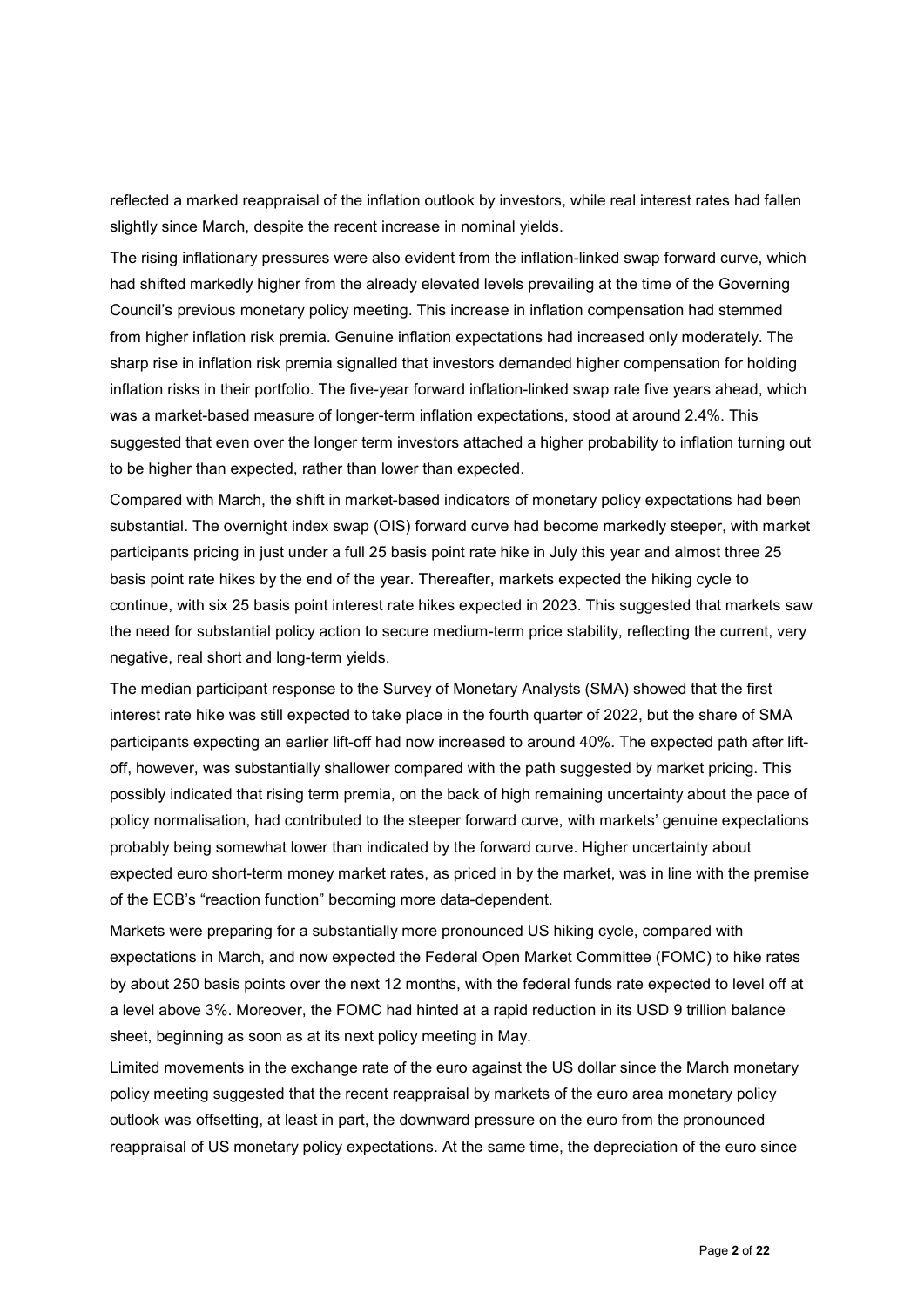reflected a marked reappraisal of the inflation outlook by investors, while real interest rates had fallen slightly since March, despite the recent increase in nominal yields.

The rising inflationary pressures were also evident from the inflation-linked swap forward curve, which had shifted markedly higher from the already elevated levels prevailing at the time of the Governing Council's previous monetary policy meeting. This increase in inflation compensation had stemmed from higher inflation risk premia. Genuine inflation expectations had increased only moderately. The sharp rise in inflation risk premia signalled that investors demanded higher compensation for holding inflation risks in their portfolio. The five-year forward inflation-linked swap rate five years ahead, which was a market-based measure of longer-term inflation expectations, stood at around 2.4%. This suggested that even over the longer term investors attached a higher probability to inflation turning out to be higher than expected, rather than lower than expected.

Compared with March, the shift in market-based indicators of monetary policy expectations had been substantial. The overnight index swap (OIS) forward curve had become markedly steeper, with market participants pricing in just under a full 25 basis point rate hike in July this year and almost three 25 basis point rate hikes by the end of the year. Thereafter, markets expected the hiking cycle to continue, with six 25 basis point interest rate hikes expected in 2023. This suggested that markets saw the need for substantial policy action to secure medium-term price stability, reflecting the current, very negative, real short and long-term yields.

The median participant response to the Survey of Monetary Analysts (SMA) showed that the first interest rate hike was still expected to take place in the fourth quarter of 2022, but the share of SMA participants expecting an earlier lift-off had now increased to around 40%. The expected path after lift-off, however, was substantially shallower compared with the path suggested by market pricing. This possibly indicated that rising term premia, on the back of high remaining uncertainty about the pace of policy normalisation, had contributed to the steeper forward curve, with markets' genuine expectations probably being somewhat lower than indicated by the forward curve. Higher uncertainty about expected euro short-term money market rates, as priced in by the market, was in line with the premise of the ECB's "reaction function" becoming more data-dependent.

Markets were preparing for a substantially more pronounced US hiking cycle, compared with expectations in March, and now expected the Federal Open Market Committee (FOMC) to hike rates by about 250 basis points over the next 12 months, with the federal funds rate expected to level off at a level above 3%. Moreover, the FOMC had hinted at a rapid reduction in its USD 9 trillion balance sheet, beginning as soon as at its next policy meeting in May.

Limited movements in the exchange rate of the euro against the US dollar since the March monetary policy meeting suggested that the recent reappraisal by markets of the euro area monetary policy outlook was offsetting, at least in part, the downward pressure on the euro from the pronounced reappraisal of US monetary policy expectations. At the same time, the depreciation of the euro since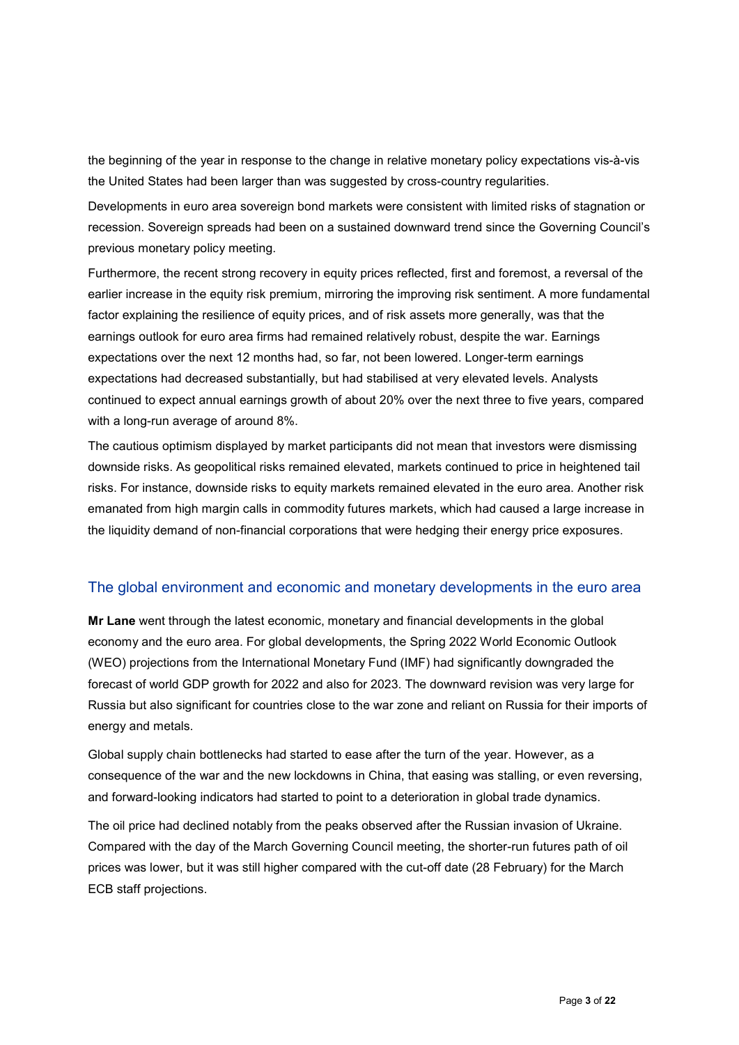the beginning of the year in response to the change in relative monetary policy expectations vis-à-vis the United States had been larger than was suggested by cross-country regularities.

Developments in euro area sovereign bond markets were consistent with limited risks of stagnation or recession. Sovereign spreads had been on a sustained downward trend since the Governing Council's previous monetary policy meeting.

Furthermore, the recent strong recovery in equity prices reflected, first and foremost, a reversal of the earlier increase in the equity risk premium, mirroring the improving risk sentiment. A more fundamental factor explaining the resilience of equity prices, and of risk assets more generally, was that the earnings outlook for euro area firms had remained relatively robust, despite the war. Earnings expectations over the next 12 months had, so far, not been lowered. Longer-term earnings expectations had decreased substantially, but had stabilised at very elevated levels. Analysts continued to expect annual earnings growth of about 20% over the next three to five years, compared with a long-run average of around 8%.

The cautious optimism displayed by market participants did not mean that investors were dismissing downside risks. As geopolitical risks remained elevated, markets continued to price in heightened tail risks. For instance, downside risks to equity markets remained elevated in the euro area. Another risk emanated from high margin calls in commodity futures markets, which had caused a large increase in the liquidity demand of non-financial corporations that were hedging their energy price exposures.

## The global environment and economic and monetary developments in the euro area

**Mr Lane** went through the latest economic, monetary and financial developments in the global economy and the euro area. For global developments, the Spring 2022 World Economic Outlook (WEO) projections from the International Monetary Fund (IMF) had significantly downgraded the forecast of world GDP growth for 2022 and also for 2023. The downward revision was very large for Russia but also significant for countries close to the war zone and reliant on Russia for their imports of energy and metals.

Global supply chain bottlenecks had started to ease after the turn of the year. However, as a consequence of the war and the new lockdowns in China, that easing was stalling, or even reversing, and forward-looking indicators had started to point to a deterioration in global trade dynamics.

The oil price had declined notably from the peaks observed after the Russian invasion of Ukraine. Compared with the day of the March Governing Council meeting, the shorter-run futures path of oil prices was lower, but it was still higher compared with the cut-off date (28 February) for the March ECB staff projections.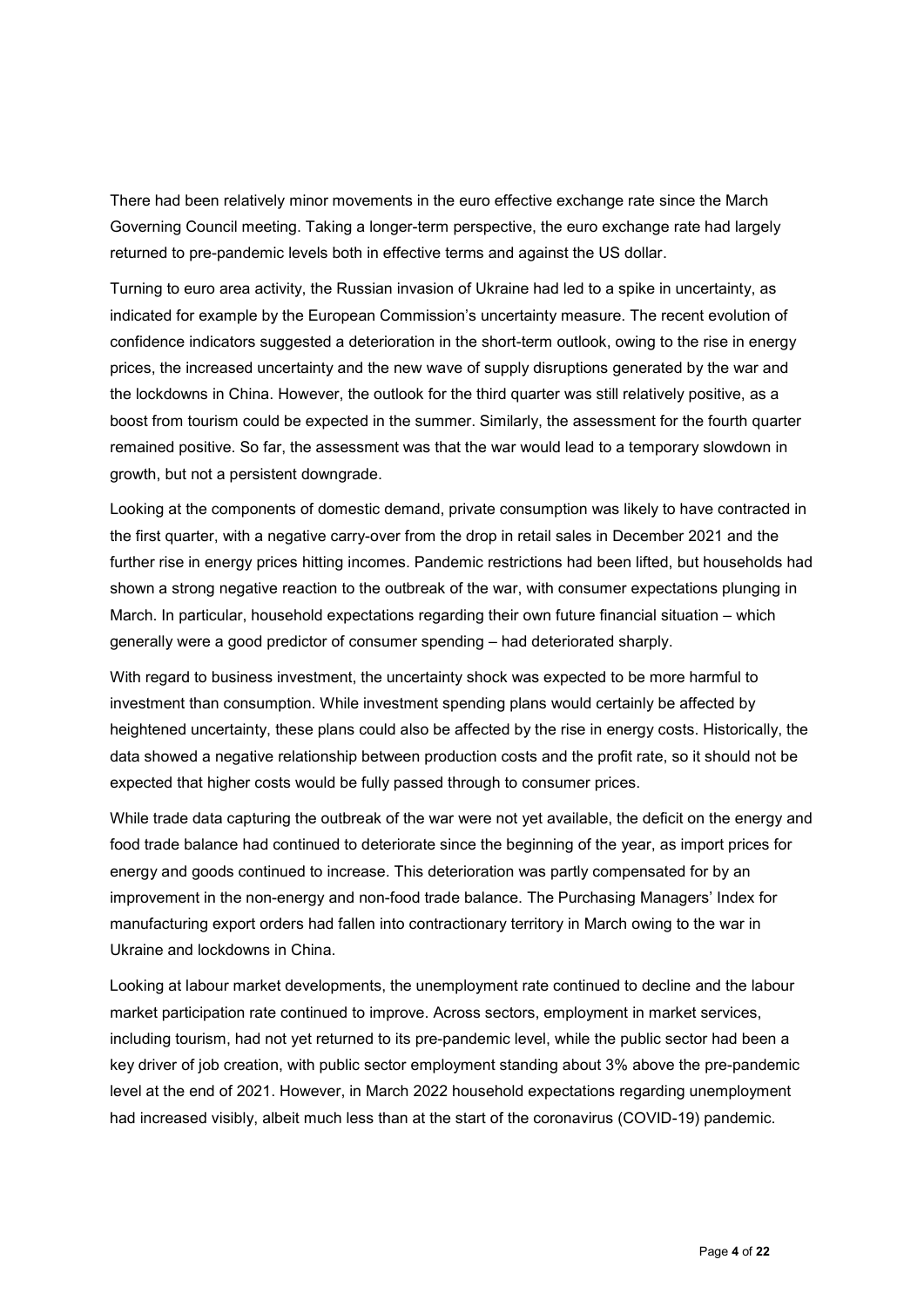There had been relatively minor movements in the euro effective exchange rate since the March Governing Council meeting. Taking a longer-term perspective, the euro exchange rate had largely returned to pre-pandemic levels both in effective terms and against the US dollar.

Turning to euro area activity, the Russian invasion of Ukraine had led to a spike in uncertainty, as indicated for example by the European Commission's uncertainty measure. The recent evolution of confidence indicators suggested a deterioration in the short-term outlook, owing to the rise in energy prices, the increased uncertainty and the new wave of supply disruptions generated by the war and the lockdowns in China. However, the outlook for the third quarter was still relatively positive, as a boost from tourism could be expected in the summer. Similarly, the assessment for the fourth quarter remained positive. So far, the assessment was that the war would lead to a temporary slowdown in growth, but not a persistent downgrade.

Looking at the components of domestic demand, private consumption was likely to have contracted in the first quarter, with a negative carry-over from the drop in retail sales in December 2021 and the further rise in energy prices hitting incomes. Pandemic restrictions had been lifted, but households had shown a strong negative reaction to the outbreak of the war, with consumer expectations plunging in March. In particular, household expectations regarding their own future financial situation – which generally were a good predictor of consumer spending – had deteriorated sharply.

With regard to business investment, the uncertainty shock was expected to be more harmful to investment than consumption. While investment spending plans would certainly be affected by heightened uncertainty, these plans could also be affected by the rise in energy costs. Historically, the data showed a negative relationship between production costs and the profit rate, so it should not be expected that higher costs would be fully passed through to consumer prices.

While trade data capturing the outbreak of the war were not yet available, the deficit on the energy and food trade balance had continued to deteriorate since the beginning of the year, as import prices for energy and goods continued to increase. This deterioration was partly compensated for by an improvement in the non-energy and non-food trade balance. The Purchasing Managers' Index for manufacturing export orders had fallen into contractionary territory in March owing to the war in Ukraine and lockdowns in China.

Looking at labour market developments, the unemployment rate continued to decline and the labour market participation rate continued to improve. Across sectors, employment in market services, including tourism, had not yet returned to its pre-pandemic level, while the public sector had been a key driver of job creation, with public sector employment standing about 3% above the pre-pandemic level at the end of 2021. However, in March 2022 household expectations regarding unemployment had increased visibly, albeit much less than at the start of the coronavirus (COVID-19) pandemic.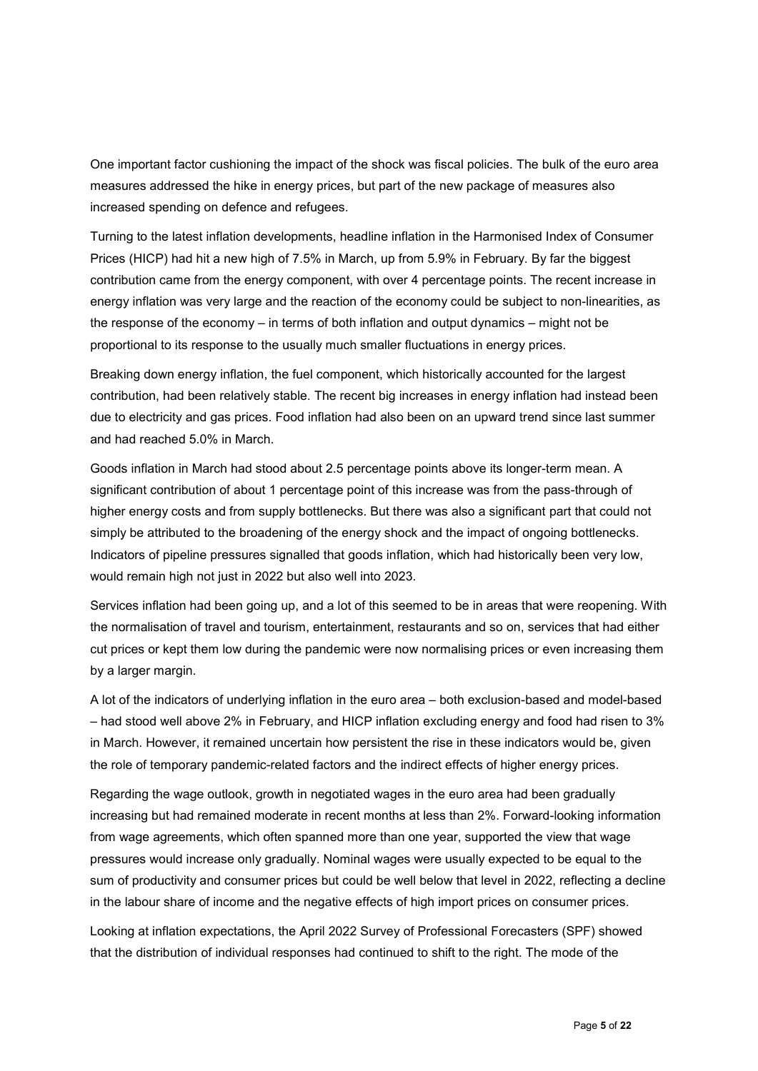One important factor cushioning the impact of the shock was fiscal policies. The bulk of the euro area measures addressed the hike in energy prices, but part of the new package of measures also increased spending on defence and refugees.

Turning to the latest inflation developments, headline inflation in the Harmonised Index of Consumer Prices (HICP) had hit a new high of 7.5% in March, up from 5.9% in February. By far the biggest contribution came from the energy component, with over 4 percentage points. The recent increase in energy inflation was very large and the reaction of the economy could be subject to non-linearities, as the response of the economy – in terms of both inflation and output dynamics – might not be proportional to its response to the usually much smaller fluctuations in energy prices.

Breaking down energy inflation, the fuel component, which historically accounted for the largest contribution, had been relatively stable. The recent big increases in energy inflation had instead been due to electricity and gas prices. Food inflation had also been on an upward trend since last summer and had reached 5.0% in March.

Goods inflation in March had stood about 2.5 percentage points above its longer-term mean. A significant contribution of about 1 percentage point of this increase was from the pass-through of higher energy costs and from supply bottlenecks. But there was also a significant part that could not simply be attributed to the broadening of the energy shock and the impact of ongoing bottlenecks. Indicators of pipeline pressures signalled that goods inflation, which had historically been very low, would remain high not just in 2022 but also well into 2023.

Services inflation had been going up, and a lot of this seemed to be in areas that were reopening. With the normalisation of travel and tourism, entertainment, restaurants and so on, services that had either cut prices or kept them low during the pandemic were now normalising prices or even increasing them by a larger margin.

A lot of the indicators of underlying inflation in the euro area – both exclusion-based and model-based – had stood well above 2% in February, and HICP inflation excluding energy and food had risen to 3% in March. However, it remained uncertain how persistent the rise in these indicators would be, given the role of temporary pandemic-related factors and the indirect effects of higher energy prices.

Regarding the wage outlook, growth in negotiated wages in the euro area had been gradually increasing but had remained moderate in recent months at less than 2%. Forward-looking information from wage agreements, which often spanned more than one year, supported the view that wage pressures would increase only gradually. Nominal wages were usually expected to be equal to the sum of productivity and consumer prices but could be well below that level in 2022, reflecting a decline in the labour share of income and the negative effects of high import prices on consumer prices.

Looking at inflation expectations, the April 2022 Survey of Professional Forecasters (SPF) showed that the distribution of individual responses had continued to shift to the right. The mode of the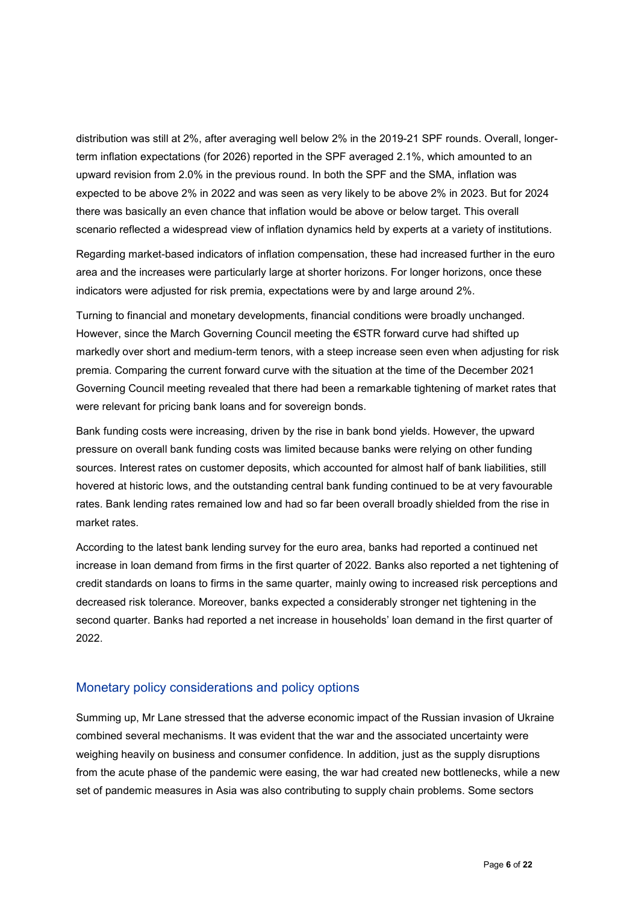distribution was still at 2%, after averaging well below 2% in the 2019-21 SPF rounds. Overall, longer-term inflation expectations (for 2026) reported in the SPF averaged 2.1%, which amounted to an upward revision from 2.0% in the previous round. In both the SPF and the SMA, inflation was expected to be above 2% in 2022 and was seen as very likely to be above 2% in 2023. But for 2024 there was basically an even chance that inflation would be above or below target. This overall scenario reflected a widespread view of inflation dynamics held by experts at a variety of institutions.

Regarding market-based indicators of inflation compensation, these had increased further in the euro area and the increases were particularly large at shorter horizons. For longer horizons, once these indicators were adjusted for risk premia, expectations were by and large around 2%.

Turning to financial and monetary developments, financial conditions were broadly unchanged. However, since the March Governing Council meeting the €STR forward curve had shifted up markedly over short and medium-term tenors, with a steep increase seen even when adjusting for risk premia. Comparing the current forward curve with the situation at the time of the December 2021 Governing Council meeting revealed that there had been a remarkable tightening of market rates that were relevant for pricing bank loans and for sovereign bonds.

Bank funding costs were increasing, driven by the rise in bank bond yields. However, the upward pressure on overall bank funding costs was limited because banks were relying on other funding sources. Interest rates on customer deposits, which accounted for almost half of bank liabilities, still hovered at historic lows, and the outstanding central bank funding continued to be at very favourable rates. Bank lending rates remained low and had so far been overall broadly shielded from the rise in market rates.

According to the latest bank lending survey for the euro area, banks had reported a continued net increase in loan demand from firms in the first quarter of 2022. Banks also reported a net tightening of credit standards on loans to firms in the same quarter, mainly owing to increased risk perceptions and decreased risk tolerance. Moreover, banks expected a considerably stronger net tightening in the second quarter. Banks had reported a net increase in households' loan demand in the first quarter of 2022.

## Monetary policy considerations and policy options

Summing up, Mr Lane stressed that the adverse economic impact of the Russian invasion of Ukraine combined several mechanisms. It was evident that the war and the associated uncertainty were weighing heavily on business and consumer confidence. In addition, just as the supply disruptions from the acute phase of the pandemic were easing, the war had created new bottlenecks, while a new set of pandemic measures in Asia was also contributing to supply chain problems. Some sectors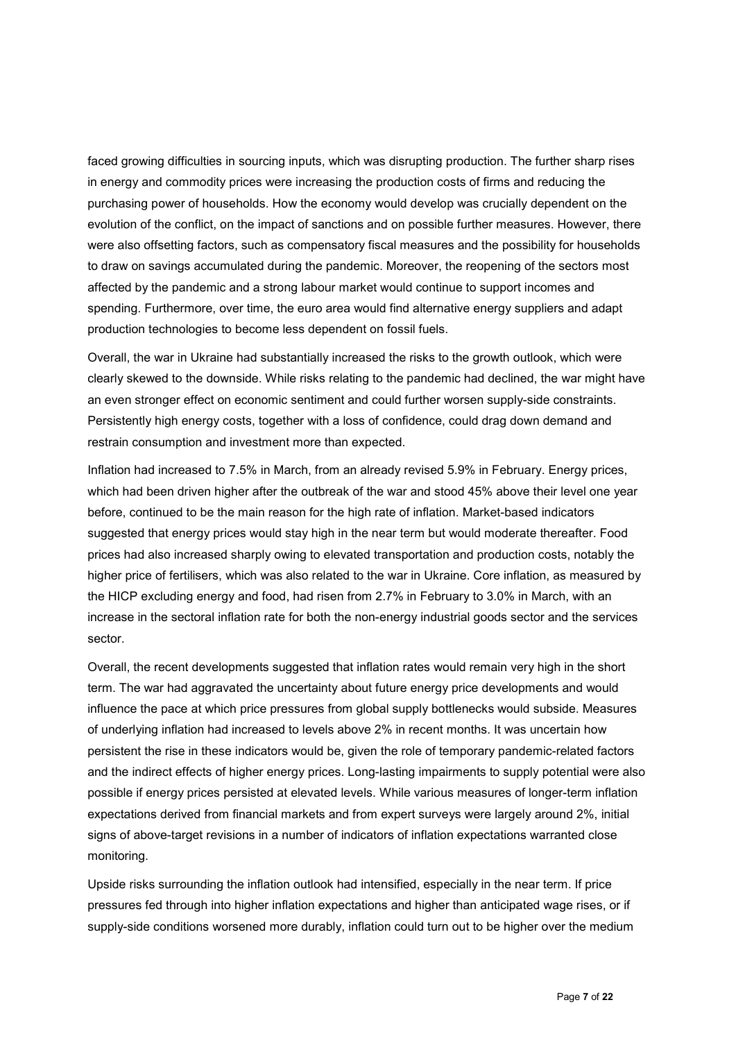faced growing difficulties in sourcing inputs, which was disrupting production. The further sharp rises in energy and commodity prices were increasing the production costs of firms and reducing the purchasing power of households. How the economy would develop was crucially dependent on the evolution of the conflict, on the impact of sanctions and on possible further measures. However, there were also offsetting factors, such as compensatory fiscal measures and the possibility for households to draw on savings accumulated during the pandemic. Moreover, the reopening of the sectors most affected by the pandemic and a strong labour market would continue to support incomes and spending. Furthermore, over time, the euro area would find alternative energy suppliers and adapt production technologies to become less dependent on fossil fuels.

Overall, the war in Ukraine had substantially increased the risks to the growth outlook, which were clearly skewed to the downside. While risks relating to the pandemic had declined, the war might have an even stronger effect on economic sentiment and could further worsen supply-side constraints. Persistently high energy costs, together with a loss of confidence, could drag down demand and restrain consumption and investment more than expected.

Inflation had increased to 7.5% in March, from an already revised 5.9% in February. Energy prices, which had been driven higher after the outbreak of the war and stood 45% above their level one year before, continued to be the main reason for the high rate of inflation. Market-based indicators suggested that energy prices would stay high in the near term but would moderate thereafter. Food prices had also increased sharply owing to elevated transportation and production costs, notably the higher price of fertilisers, which was also related to the war in Ukraine. Core inflation, as measured by the HICP excluding energy and food, had risen from 2.7% in February to 3.0% in March, with an increase in the sectoral inflation rate for both the non-energy industrial goods sector and the services sector.

Overall, the recent developments suggested that inflation rates would remain very high in the short term. The war had aggravated the uncertainty about future energy price developments and would influence the pace at which price pressures from global supply bottlenecks would subside. Measures of underlying inflation had increased to levels above 2% in recent months. It was uncertain how persistent the rise in these indicators would be, given the role of temporary pandemic-related factors and the indirect effects of higher energy prices. Long-lasting impairments to supply potential were also possible if energy prices persisted at elevated levels. While various measures of longer-term inflation expectations derived from financial markets and from expert surveys were largely around 2%, initial signs of above-target revisions in a number of indicators of inflation expectations warranted close monitoring.

Upside risks surrounding the inflation outlook had intensified, especially in the near term. If price pressures fed through into higher inflation expectations and higher than anticipated wage rises, or if supply-side conditions worsened more durably, inflation could turn out to be higher over the medium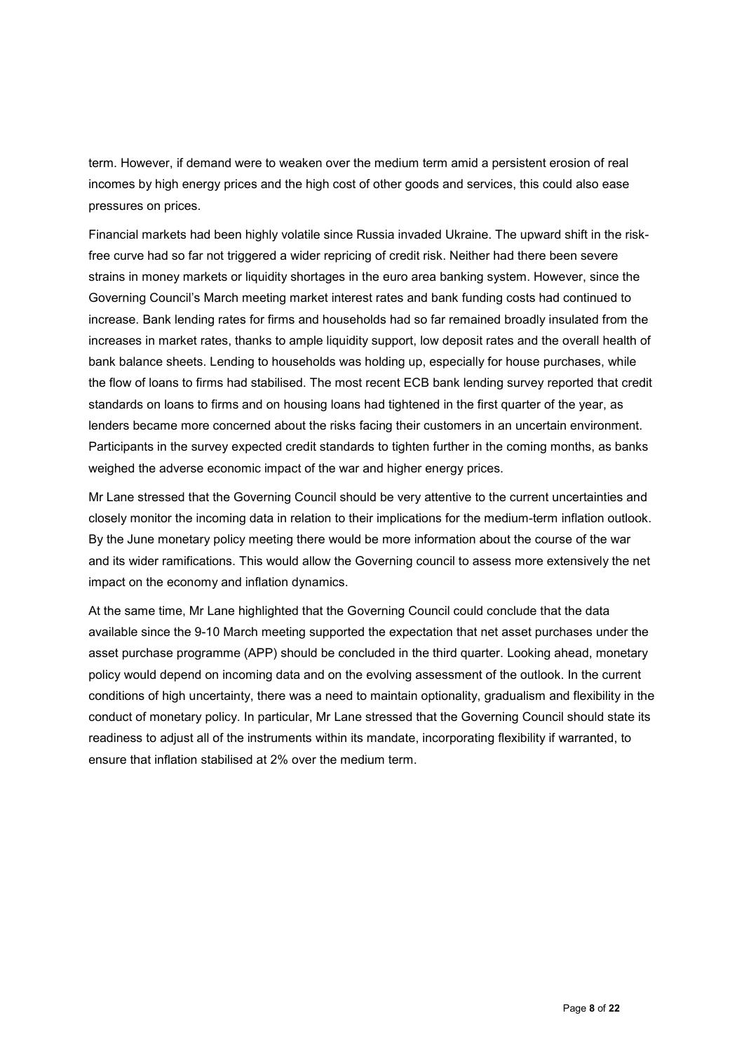term. However, if demand were to weaken over the medium term amid a persistent erosion of real incomes by high energy prices and the high cost of other goods and services, this could also ease pressures on prices.

Financial markets had been highly volatile since Russia invaded Ukraine. The upward shift in the risk-free curve had so far not triggered a wider repricing of credit risk. Neither had there been severe strains in money markets or liquidity shortages in the euro area banking system. However, since the Governing Council's March meeting market interest rates and bank funding costs had continued to increase. Bank lending rates for firms and households had so far remained broadly insulated from the increases in market rates, thanks to ample liquidity support, low deposit rates and the overall health of bank balance sheets. Lending to households was holding up, especially for house purchases, while the flow of loans to firms had stabilised. The most recent ECB bank lending survey reported that credit standards on loans to firms and on housing loans had tightened in the first quarter of the year, as lenders became more concerned about the risks facing their customers in an uncertain environment. Participants in the survey expected credit standards to tighten further in the coming months, as banks weighed the adverse economic impact of the war and higher energy prices.

Mr Lane stressed that the Governing Council should be very attentive to the current uncertainties and closely monitor the incoming data in relation to their implications for the medium-term inflation outlook. By the June monetary policy meeting there would be more information about the course of the war and its wider ramifications. This would allow the Governing council to assess more extensively the net impact on the economy and inflation dynamics.

At the same time, Mr Lane highlighted that the Governing Council could conclude that the data available since the 9-10 March meeting supported the expectation that net asset purchases under the asset purchase programme (APP) should be concluded in the third quarter. Looking ahead, monetary policy would depend on incoming data and on the evolving assessment of the outlook. In the current conditions of high uncertainty, there was a need to maintain optionality, gradualism and flexibility in the conduct of monetary policy. In particular, Mr Lane stressed that the Governing Council should state its readiness to adjust all of the instruments within its mandate, incorporating flexibility if warranted, to ensure that inflation stabilised at 2% over the medium term.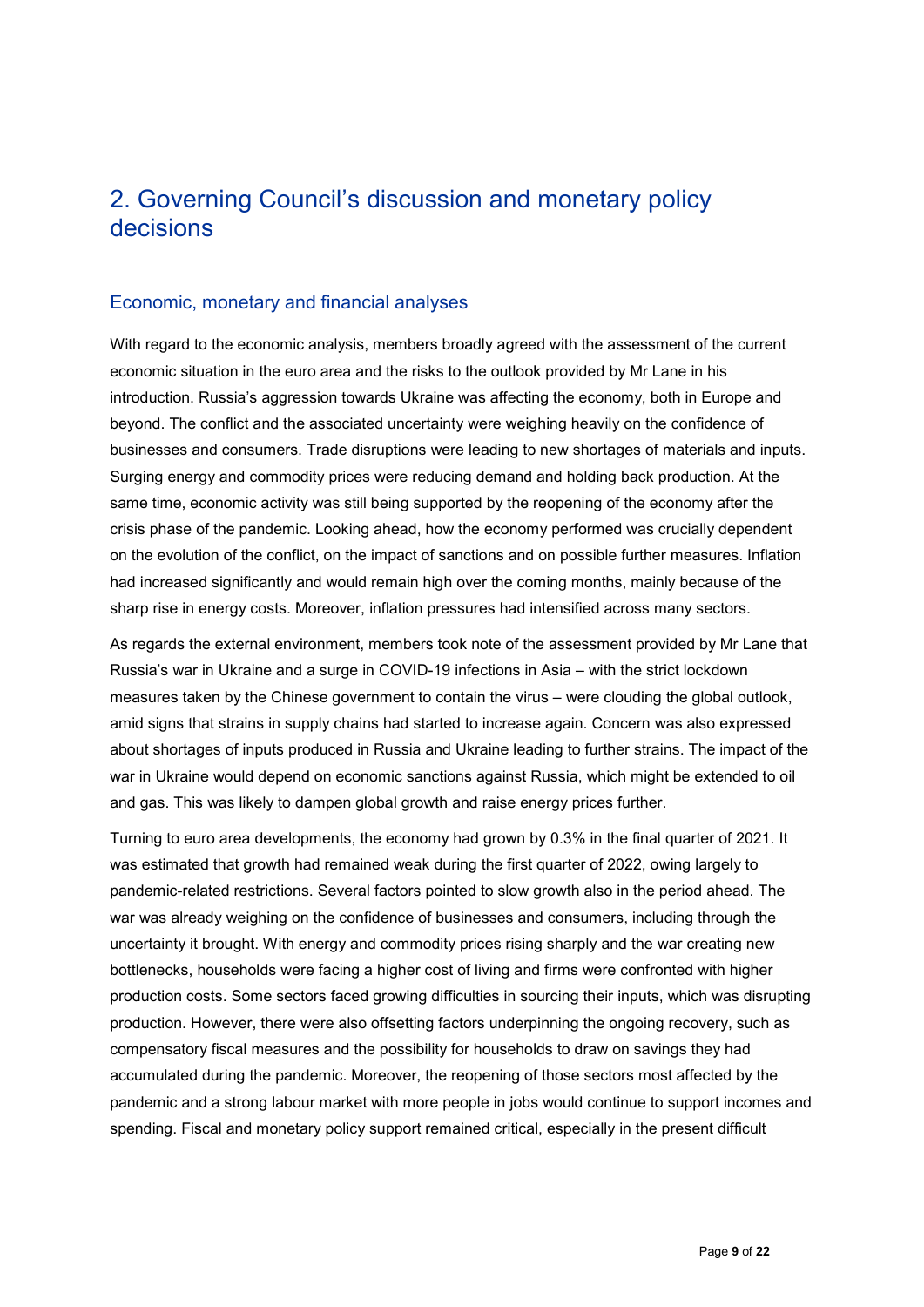## 2. Governing Council's discussion and monetary policy decisions

### Economic, monetary and financial analyses

With regard to the economic analysis, members broadly agreed with the assessment of the current economic situation in the euro area and the risks to the outlook provided by Mr Lane in his introduction. Russia's aggression towards Ukraine was affecting the economy, both in Europe and beyond. The conflict and the associated uncertainty were weighing heavily on the confidence of businesses and consumers. Trade disruptions were leading to new shortages of materials and inputs. Surging energy and commodity prices were reducing demand and holding back production. At the same time, economic activity was still being supported by the reopening of the economy after the crisis phase of the pandemic. Looking ahead, how the economy performed was crucially dependent on the evolution of the conflict, on the impact of sanctions and on possible further measures. Inflation had increased significantly and would remain high over the coming months, mainly because of the sharp rise in energy costs. Moreover, inflation pressures had intensified across many sectors.

As regards the external environment, members took note of the assessment provided by Mr Lane that Russia's war in Ukraine and a surge in COVID-19 infections in Asia – with the strict lockdown measures taken by the Chinese government to contain the virus – were clouding the global outlook, amid signs that strains in supply chains had started to increase again. Concern was also expressed about shortages of inputs produced in Russia and Ukraine leading to further strains. The impact of the war in Ukraine would depend on economic sanctions against Russia, which might be extended to oil and gas. This was likely to dampen global growth and raise energy prices further.

Turning to euro area developments, the economy had grown by 0.3% in the final quarter of 2021. It was estimated that growth had remained weak during the first quarter of 2022, owing largely to pandemic-related restrictions. Several factors pointed to slow growth also in the period ahead. The war was already weighing on the confidence of businesses and consumers, including through the uncertainty it brought. With energy and commodity prices rising sharply and the war creating new bottlenecks, households were facing a higher cost of living and firms were confronted with higher production costs. Some sectors faced growing difficulties in sourcing their inputs, which was disrupting production. However, there were also offsetting factors underpinning the ongoing recovery, such as compensatory fiscal measures and the possibility for households to draw on savings they had accumulated during the pandemic. Moreover, the reopening of those sectors most affected by the pandemic and a strong labour market with more people in jobs would continue to support incomes and spending. Fiscal and monetary policy support remained critical, especially in the present difficult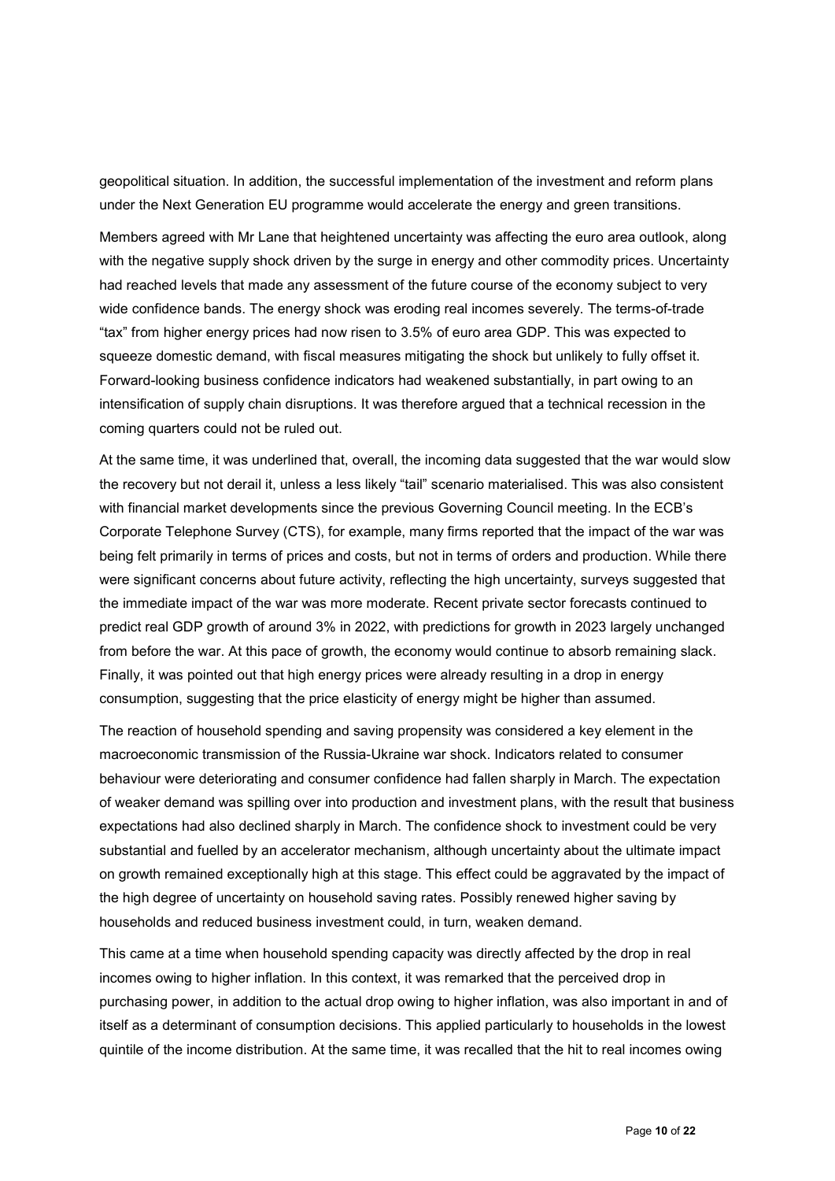geopolitical situation. In addition, the successful implementation of the investment and reform plans under the Next Generation EU programme would accelerate the energy and green transitions.

Members agreed with Mr Lane that heightened uncertainty was affecting the euro area outlook, along with the negative supply shock driven by the surge in energy and other commodity prices. Uncertainty had reached levels that made any assessment of the future course of the economy subject to very wide confidence bands. The energy shock was eroding real incomes severely. The terms-of-trade "tax" from higher energy prices had now risen to 3.5% of euro area GDP. This was expected to squeeze domestic demand, with fiscal measures mitigating the shock but unlikely to fully offset it. Forward-looking business confidence indicators had weakened substantially, in part owing to an intensification of supply chain disruptions. It was therefore argued that a technical recession in the coming quarters could not be ruled out.

At the same time, it was underlined that, overall, the incoming data suggested that the war would slow the recovery but not derail it, unless a less likely "tail" scenario materialised. This was also consistent with financial market developments since the previous Governing Council meeting. In the ECB's Corporate Telephone Survey (CTS), for example, many firms reported that the impact of the war was being felt primarily in terms of prices and costs, but not in terms of orders and production. While there were significant concerns about future activity, reflecting the high uncertainty, surveys suggested that the immediate impact of the war was more moderate. Recent private sector forecasts continued to predict real GDP growth of around 3% in 2022, with predictions for growth in 2023 largely unchanged from before the war. At this pace of growth, the economy would continue to absorb remaining slack. Finally, it was pointed out that high energy prices were already resulting in a drop in energy consumption, suggesting that the price elasticity of energy might be higher than assumed.

The reaction of household spending and saving propensity was considered a key element in the macroeconomic transmission of the Russia-Ukraine war shock. Indicators related to consumer behaviour were deteriorating and consumer confidence had fallen sharply in March. The expectation of weaker demand was spilling over into production and investment plans, with the result that business expectations had also declined sharply in March. The confidence shock to investment could be very substantial and fuelled by an accelerator mechanism, although uncertainty about the ultimate impact on growth remained exceptionally high at this stage. This effect could be aggravated by the impact of the high degree of uncertainty on household saving rates. Possibly renewed higher saving by households and reduced business investment could, in turn, weaken demand.

This came at a time when household spending capacity was directly affected by the drop in real incomes owing to higher inflation. In this context, it was remarked that the perceived drop in purchasing power, in addition to the actual drop owing to higher inflation, was also important in and of itself as a determinant of consumption decisions. This applied particularly to households in the lowest quintile of the income distribution. At the same time, it was recalled that the hit to real incomes owing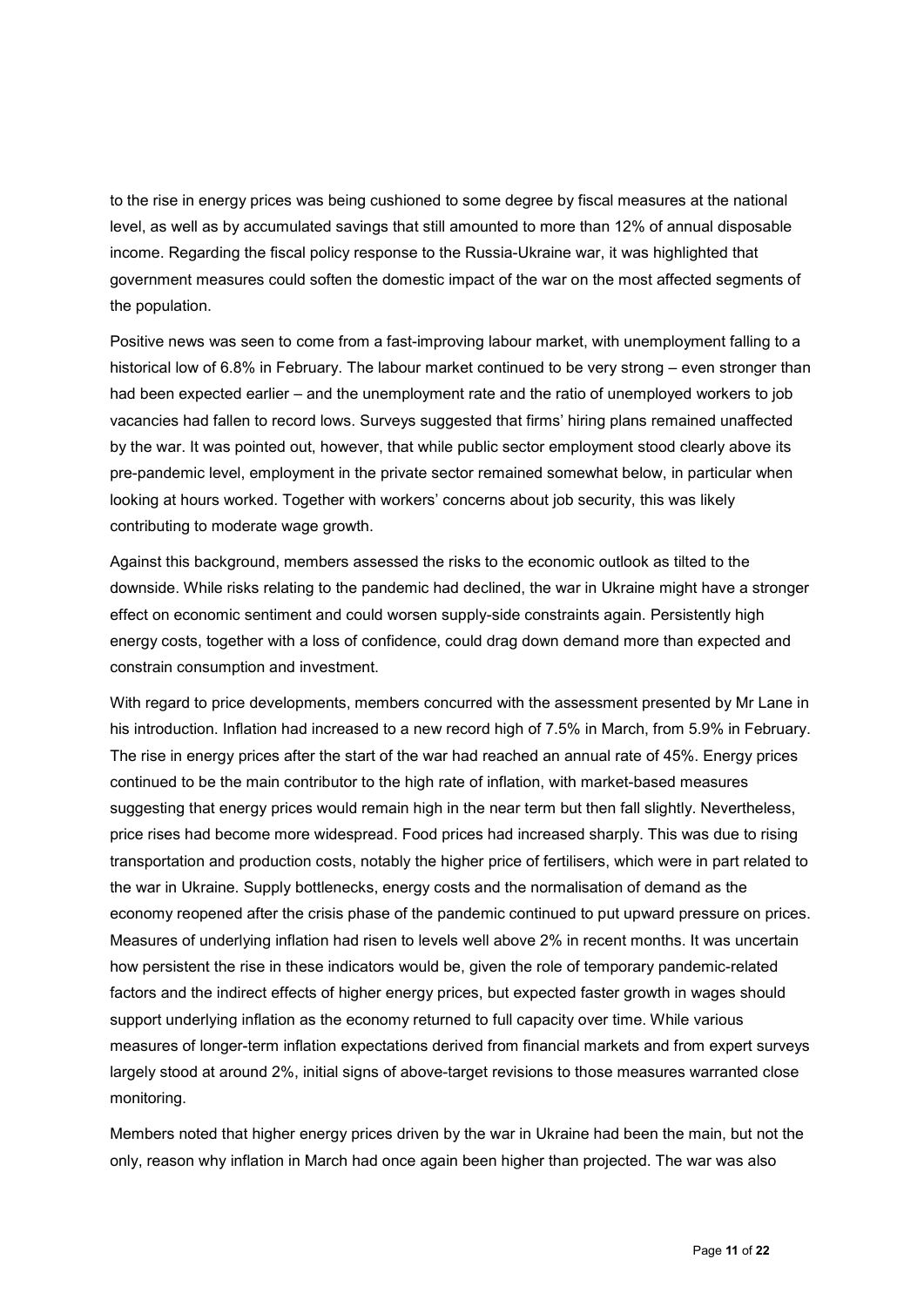to the rise in energy prices was being cushioned to some degree by fiscal measures at the national level, as well as by accumulated savings that still amounted to more than 12% of annual disposable income. Regarding the fiscal policy response to the Russia-Ukraine war, it was highlighted that government measures could soften the domestic impact of the war on the most affected segments of the population.

Positive news was seen to come from a fast-improving labour market, with unemployment falling to a historical low of 6.8% in February. The labour market continued to be very strong – even stronger than had been expected earlier – and the unemployment rate and the ratio of unemployed workers to job vacancies had fallen to record lows. Surveys suggested that firms' hiring plans remained unaffected by the war. It was pointed out, however, that while public sector employment stood clearly above its pre-pandemic level, employment in the private sector remained somewhat below, in particular when looking at hours worked. Together with workers' concerns about job security, this was likely contributing to moderate wage growth.

Against this background, members assessed the risks to the economic outlook as tilted to the downside. While risks relating to the pandemic had declined, the war in Ukraine might have a stronger effect on economic sentiment and could worsen supply-side constraints again. Persistently high energy costs, together with a loss of confidence, could drag down demand more than expected and constrain consumption and investment.

With regard to price developments, members concurred with the assessment presented by Mr Lane in his introduction. Inflation had increased to a new record high of 7.5% in March, from 5.9% in February. The rise in energy prices after the start of the war had reached an annual rate of 45%. Energy prices continued to be the main contributor to the high rate of inflation, with market-based measures suggesting that energy prices would remain high in the near term but then fall slightly. Nevertheless, price rises had become more widespread. Food prices had increased sharply. This was due to rising transportation and production costs, notably the higher price of fertilisers, which were in part related to the war in Ukraine. Supply bottlenecks, energy costs and the normalisation of demand as the economy reopened after the crisis phase of the pandemic continued to put upward pressure on prices. Measures of underlying inflation had risen to levels well above 2% in recent months. It was uncertain how persistent the rise in these indicators would be, given the role of temporary pandemic-related factors and the indirect effects of higher energy prices, but expected faster growth in wages should support underlying inflation as the economy returned to full capacity over time. While various measures of longer-term inflation expectations derived from financial markets and from expert surveys largely stood at around 2%, initial signs of above-target revisions to those measures warranted close monitoring.

Members noted that higher energy prices driven by the war in Ukraine had been the main, but not the only, reason why inflation in March had once again been higher than projected. The war was also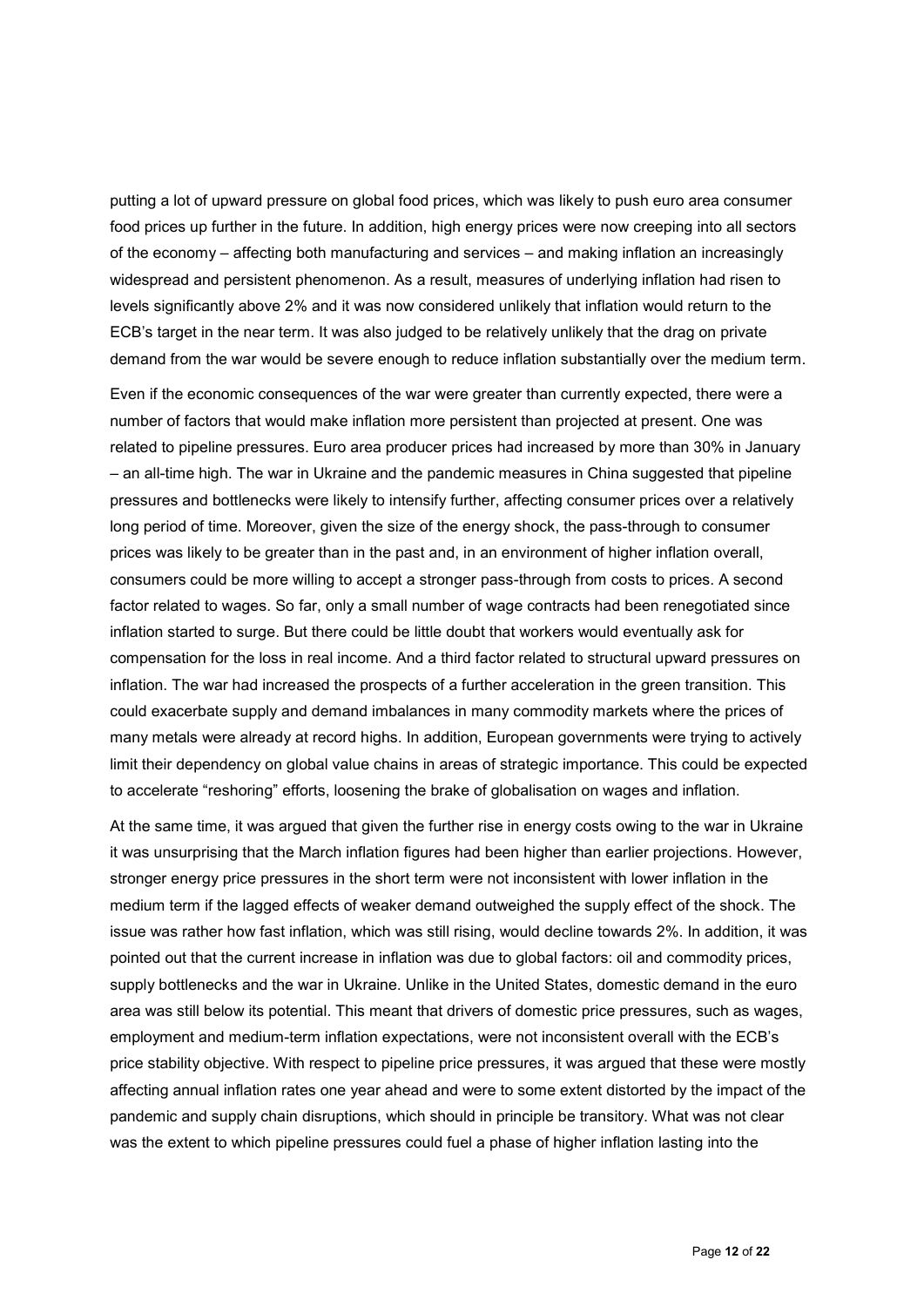putting a lot of upward pressure on global food prices, which was likely to push euro area consumer food prices up further in the future. In addition, high energy prices were now creeping into all sectors of the economy – affecting both manufacturing and services – and making inflation an increasingly widespread and persistent phenomenon. As a result, measures of underlying inflation had risen to levels significantly above 2% and it was now considered unlikely that inflation would return to the ECB's target in the near term. It was also judged to be relatively unlikely that the drag on private demand from the war would be severe enough to reduce inflation substantially over the medium term.

Even if the economic consequences of the war were greater than currently expected, there were a number of factors that would make inflation more persistent than projected at present. One was related to pipeline pressures. Euro area producer prices had increased by more than 30% in January – an all-time high. The war in Ukraine and the pandemic measures in China suggested that pipeline pressures and bottlenecks were likely to intensify further, affecting consumer prices over a relatively long period of time. Moreover, given the size of the energy shock, the pass-through to consumer prices was likely to be greater than in the past and, in an environment of higher inflation overall, consumers could be more willing to accept a stronger pass-through from costs to prices. A second factor related to wages. So far, only a small number of wage contracts had been renegotiated since inflation started to surge. But there could be little doubt that workers would eventually ask for compensation for the loss in real income. And a third factor related to structural upward pressures on inflation. The war had increased the prospects of a further acceleration in the green transition. This could exacerbate supply and demand imbalances in many commodity markets where the prices of many metals were already at record highs. In addition, European governments were trying to actively limit their dependency on global value chains in areas of strategic importance. This could be expected to accelerate "reshoring" efforts, loosening the brake of globalisation on wages and inflation.

At the same time, it was argued that given the further rise in energy costs owing to the war in Ukraine it was unsurprising that the March inflation figures had been higher than earlier projections. However, stronger energy price pressures in the short term were not inconsistent with lower inflation in the medium term if the lagged effects of weaker demand outweighed the supply effect of the shock. The issue was rather how fast inflation, which was still rising, would decline towards 2%. In addition, it was pointed out that the current increase in inflation was due to global factors: oil and commodity prices, supply bottlenecks and the war in Ukraine. Unlike in the United States, domestic demand in the euro area was still below its potential. This meant that drivers of domestic price pressures, such as wages, employment and medium-term inflation expectations, were not inconsistent overall with the ECB's price stability objective. With respect to pipeline price pressures, it was argued that these were mostly affecting annual inflation rates one year ahead and were to some extent distorted by the impact of the pandemic and supply chain disruptions, which should in principle be transitory. What was not clear was the extent to which pipeline pressures could fuel a phase of higher inflation lasting into the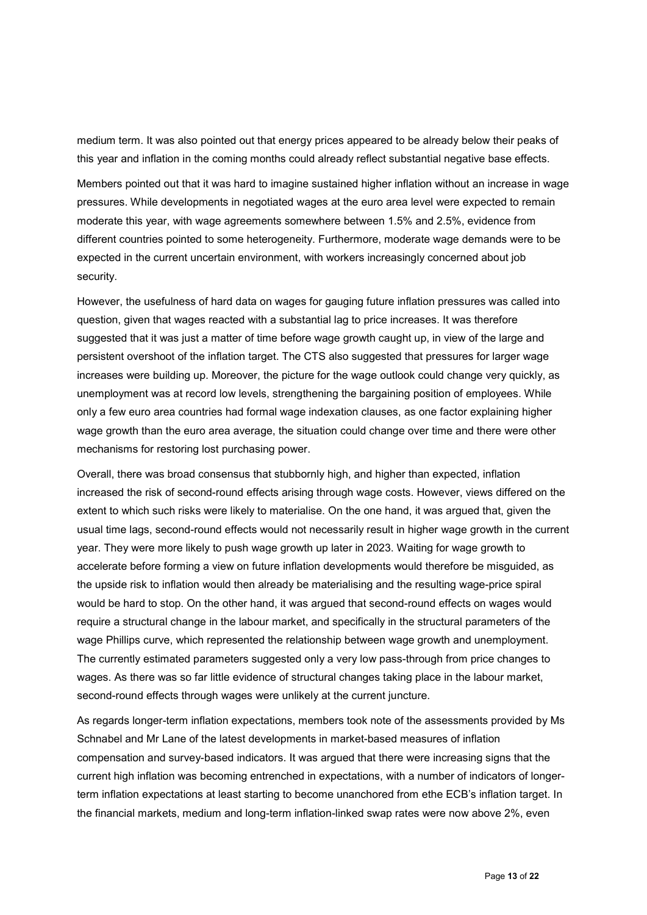medium term. It was also pointed out that energy prices appeared to be already below their peaks of this year and inflation in the coming months could already reflect substantial negative base effects.

Members pointed out that it was hard to imagine sustained higher inflation without an increase in wage pressures. While developments in negotiated wages at the euro area level were expected to remain moderate this year, with wage agreements somewhere between 1.5% and 2.5%, evidence from different countries pointed to some heterogeneity. Furthermore, moderate wage demands were to be expected in the current uncertain environment, with workers increasingly concerned about job security.

However, the usefulness of hard data on wages for gauging future inflation pressures was called into question, given that wages reacted with a substantial lag to price increases. It was therefore suggested that it was just a matter of time before wage growth caught up, in view of the large and persistent overshoot of the inflation target. The CTS also suggested that pressures for larger wage increases were building up. Moreover, the picture for the wage outlook could change very quickly, as unemployment was at record low levels, strengthening the bargaining position of employees. While only a few euro area countries had formal wage indexation clauses, as one factor explaining higher wage growth than the euro area average, the situation could change over time and there were other mechanisms for restoring lost purchasing power.

Overall, there was broad consensus that stubbornly high, and higher than expected, inflation increased the risk of second-round effects arising through wage costs. However, views differed on the extent to which such risks were likely to materialise. On the one hand, it was argued that, given the usual time lags, second-round effects would not necessarily result in higher wage growth in the current year. They were more likely to push wage growth up later in 2023. Waiting for wage growth to accelerate before forming a view on future inflation developments would therefore be misguided, as the upside risk to inflation would then already be materialising and the resulting wage-price spiral would be hard to stop. On the other hand, it was argued that second-round effects on wages would require a structural change in the labour market, and specifically in the structural parameters of the wage Phillips curve, which represented the relationship between wage growth and unemployment. The currently estimated parameters suggested only a very low pass-through from price changes to wages. As there was so far little evidence of structural changes taking place in the labour market, second-round effects through wages were unlikely at the current juncture.

As regards longer-term inflation expectations, members took note of the assessments provided by Ms Schnabel and Mr Lane of the latest developments in market-based measures of inflation compensation and survey-based indicators. It was argued that there were increasing signs that the current high inflation was becoming entrenched in expectations, with a number of indicators of longer-term inflation expectations at least starting to become unanchored from ethe ECB's inflation target. In the financial markets, medium and long-term inflation-linked swap rates were now above 2%, even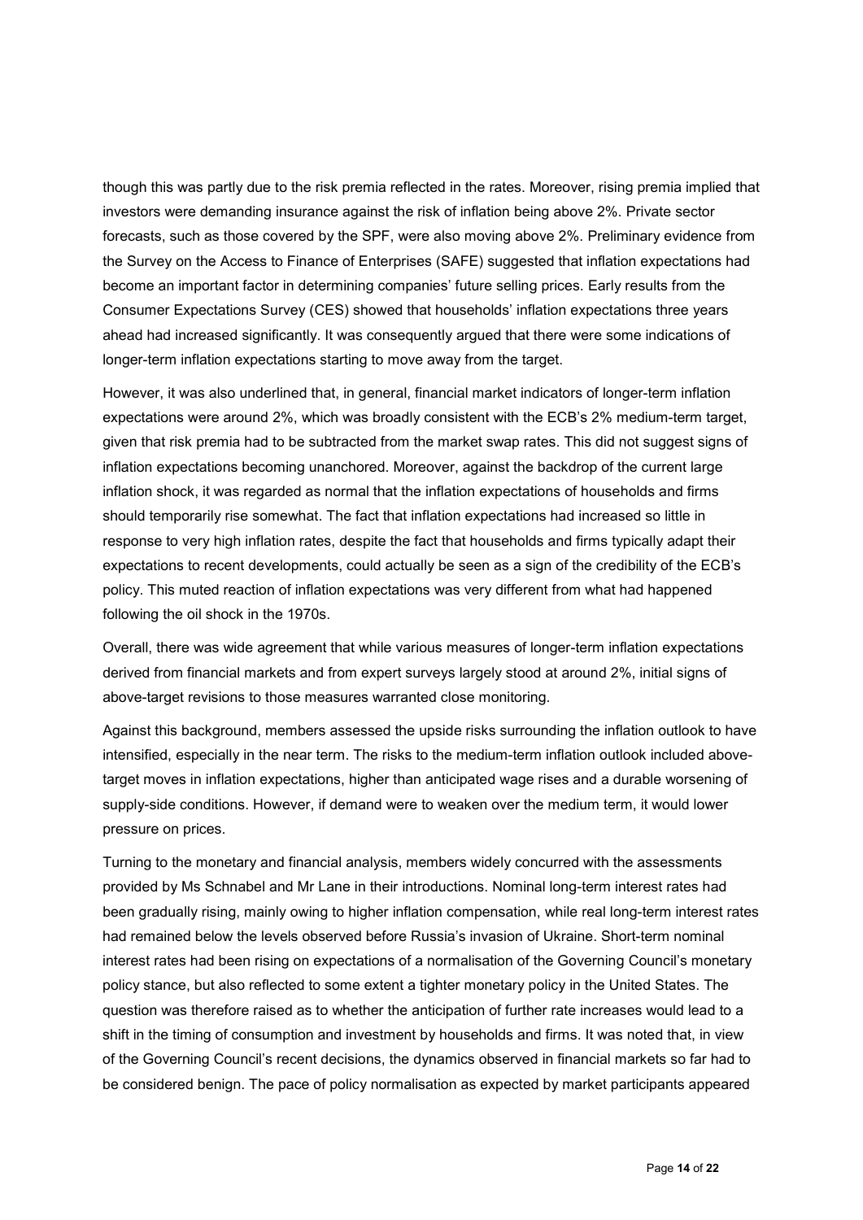though this was partly due to the risk premia reflected in the rates. Moreover, rising premia implied that investors were demanding insurance against the risk of inflation being above 2%. Private sector forecasts, such as those covered by the SPF, were also moving above 2%. Preliminary evidence from the Survey on the Access to Finance of Enterprises (SAFE) suggested that inflation expectations had become an important factor in determining companies' future selling prices. Early results from the Consumer Expectations Survey (CES) showed that households' inflation expectations three years ahead had increased significantly. It was consequently argued that there were some indications of longer-term inflation expectations starting to move away from the target.

However, it was also underlined that, in general, financial market indicators of longer-term inflation expectations were around 2%, which was broadly consistent with the ECB's 2% medium-term target, given that risk premia had to be subtracted from the market swap rates. This did not suggest signs of inflation expectations becoming unanchored. Moreover, against the backdrop of the current large inflation shock, it was regarded as normal that the inflation expectations of households and firms should temporarily rise somewhat. The fact that inflation expectations had increased so little in response to very high inflation rates, despite the fact that households and firms typically adapt their expectations to recent developments, could actually be seen as a sign of the credibility of the ECB's policy. This muted reaction of inflation expectations was very different from what had happened following the oil shock in the 1970s.

Overall, there was wide agreement that while various measures of longer-term inflation expectations derived from financial markets and from expert surveys largely stood at around 2%, initial signs of above-target revisions to those measures warranted close monitoring.

Against this background, members assessed the upside risks surrounding the inflation outlook to have intensified, especially in the near term. The risks to the medium-term inflation outlook included above-target moves in inflation expectations, higher than anticipated wage rises and a durable worsening of supply-side conditions. However, if demand were to weaken over the medium term, it would lower pressure on prices.

Turning to the monetary and financial analysis, members widely concurred with the assessments provided by Ms Schnabel and Mr Lane in their introductions. Nominal long-term interest rates had been gradually rising, mainly owing to higher inflation compensation, while real long-term interest rates had remained below the levels observed before Russia's invasion of Ukraine. Short-term nominal interest rates had been rising on expectations of a normalisation of the Governing Council's monetary policy stance, but also reflected to some extent a tighter monetary policy in the United States. The question was therefore raised as to whether the anticipation of further rate increases would lead to a shift in the timing of consumption and investment by households and firms. It was noted that, in view of the Governing Council's recent decisions, the dynamics observed in financial markets so far had to be considered benign. The pace of policy normalisation as expected by market participants appeared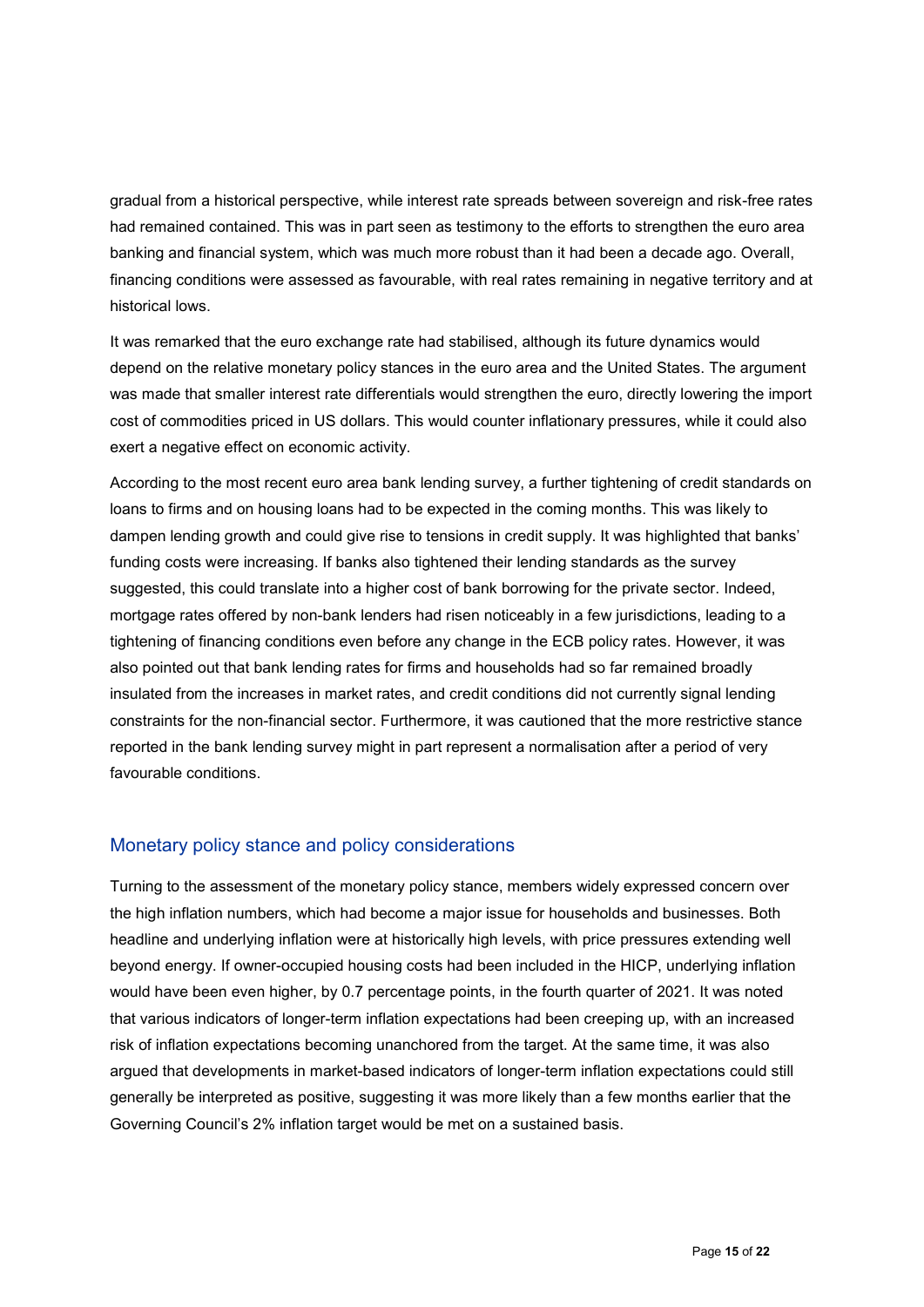gradual from a historical perspective, while interest rate spreads between sovereign and risk-free rates had remained contained. This was in part seen as testimony to the efforts to strengthen the euro area banking and financial system, which was much more robust than it had been a decade ago. Overall, financing conditions were assessed as favourable, with real rates remaining in negative territory and at historical lows.

It was remarked that the euro exchange rate had stabilised, although its future dynamics would depend on the relative monetary policy stances in the euro area and the United States. The argument was made that smaller interest rate differentials would strengthen the euro, directly lowering the import cost of commodities priced in US dollars. This would counter inflationary pressures, while it could also exert a negative effect on economic activity.

According to the most recent euro area bank lending survey, a further tightening of credit standards on loans to firms and on housing loans had to be expected in the coming months. This was likely to dampen lending growth and could give rise to tensions in credit supply. It was highlighted that banks' funding costs were increasing. If banks also tightened their lending standards as the survey suggested, this could translate into a higher cost of bank borrowing for the private sector. Indeed, mortgage rates offered by non-bank lenders had risen noticeably in a few jurisdictions, leading to a tightening of financing conditions even before any change in the ECB policy rates. However, it was also pointed out that bank lending rates for firms and households had so far remained broadly insulated from the increases in market rates, and credit conditions did not currently signal lending constraints for the non-financial sector. Furthermore, it was cautioned that the more restrictive stance reported in the bank lending survey might in part represent a normalisation after a period of very favourable conditions.

## Monetary policy stance and policy considerations

Turning to the assessment of the monetary policy stance, members widely expressed concern over the high inflation numbers, which had become a major issue for households and businesses. Both headline and underlying inflation were at historically high levels, with price pressures extending well beyond energy. If owner-occupied housing costs had been included in the HICP, underlying inflation would have been even higher, by 0.7 percentage points, in the fourth quarter of 2021. It was noted that various indicators of longer-term inflation expectations had been creeping up, with an increased risk of inflation expectations becoming unanchored from the target. At the same time, it was also argued that developments in market-based indicators of longer-term inflation expectations could still generally be interpreted as positive, suggesting it was more likely than a few months earlier that the Governing Council's 2% inflation target would be met on a sustained basis.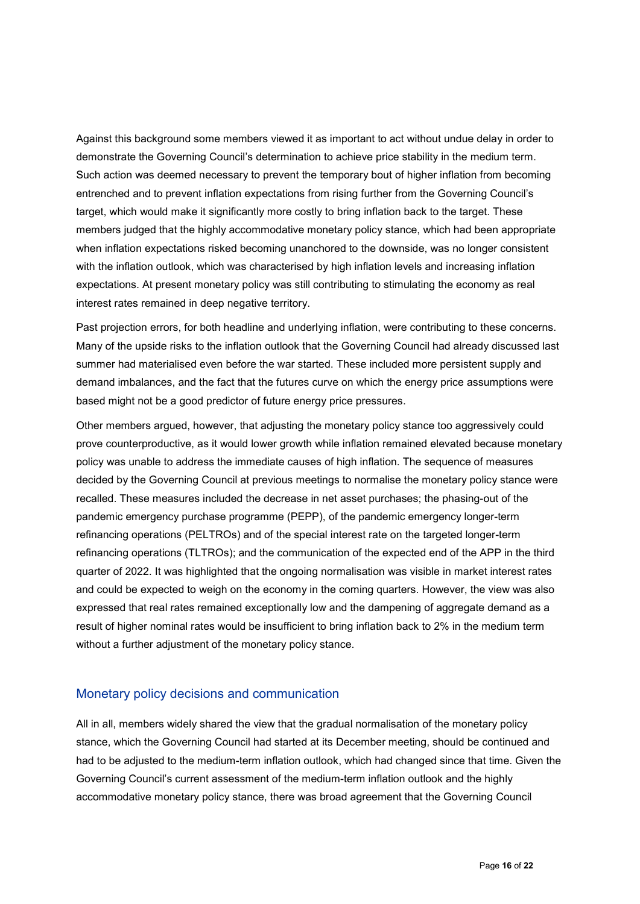Against this background some members viewed it as important to act without undue delay in order to demonstrate the Governing Council's determination to achieve price stability in the medium term. Such action was deemed necessary to prevent the temporary bout of higher inflation from becoming entrenched and to prevent inflation expectations from rising further from the Governing Council's target, which would make it significantly more costly to bring inflation back to the target. These members judged that the highly accommodative monetary policy stance, which had been appropriate when inflation expectations risked becoming unanchored to the downside, was no longer consistent with the inflation outlook, which was characterised by high inflation levels and increasing inflation expectations. At present monetary policy was still contributing to stimulating the economy as real interest rates remained in deep negative territory.

Past projection errors, for both headline and underlying inflation, were contributing to these concerns. Many of the upside risks to the inflation outlook that the Governing Council had already discussed last summer had materialised even before the war started. These included more persistent supply and demand imbalances, and the fact that the futures curve on which the energy price assumptions were based might not be a good predictor of future energy price pressures.

Other members argued, however, that adjusting the monetary policy stance too aggressively could prove counterproductive, as it would lower growth while inflation remained elevated because monetary policy was unable to address the immediate causes of high inflation. The sequence of measures decided by the Governing Council at previous meetings to normalise the monetary policy stance were recalled. These measures included the decrease in net asset purchases; the phasing-out of the pandemic emergency purchase programme (PEPP), of the pandemic emergency longer-term refinancing operations (PELTROs) and of the special interest rate on the targeted longer-term refinancing operations (TLTROs); and the communication of the expected end of the APP in the third quarter of 2022. It was highlighted that the ongoing normalisation was visible in market interest rates and could be expected to weigh on the economy in the coming quarters. However, the view was also expressed that real rates remained exceptionally low and the dampening of aggregate demand as a result of higher nominal rates would be insufficient to bring inflation back to 2% in the medium term without a further adjustment of the monetary policy stance.

## Monetary policy decisions and communication

All in all, members widely shared the view that the gradual normalisation of the monetary policy stance, which the Governing Council had started at its December meeting, should be continued and had to be adjusted to the medium-term inflation outlook, which had changed since that time. Given the Governing Council's current assessment of the medium-term inflation outlook and the highly accommodative monetary policy stance, there was broad agreement that the Governing Council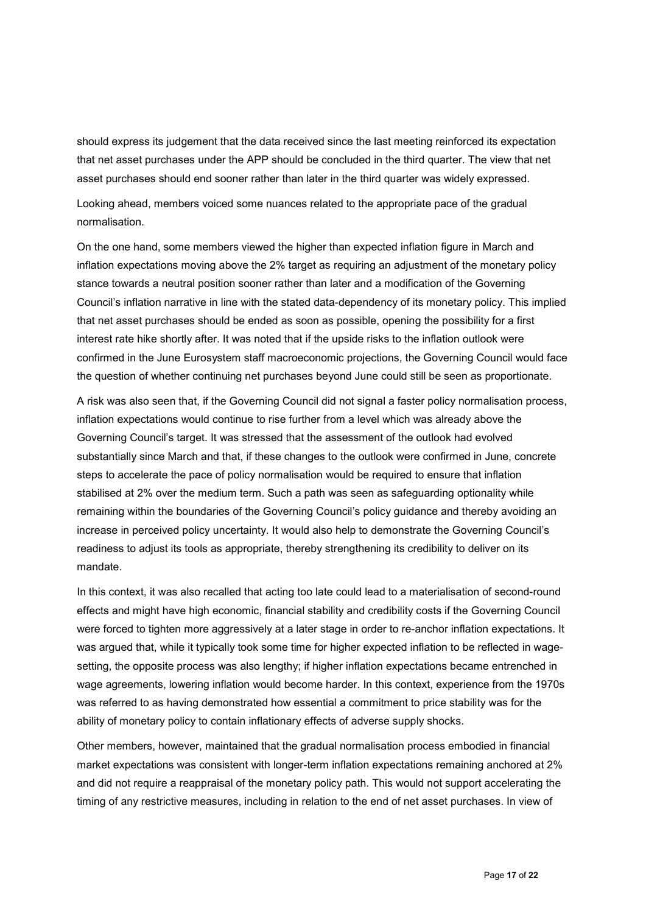should express its judgement that the data received since the last meeting reinforced its expectation that net asset purchases under the APP should be concluded in the third quarter. The view that net asset purchases should end sooner rather than later in the third quarter was widely expressed.

Looking ahead, members voiced some nuances related to the appropriate pace of the gradual normalisation.

On the one hand, some members viewed the higher than expected inflation figure in March and inflation expectations moving above the 2% target as requiring an adjustment of the monetary policy stance towards a neutral position sooner rather than later and a modification of the Governing Council's inflation narrative in line with the stated data-dependency of its monetary policy. This implied that net asset purchases should be ended as soon as possible, opening the possibility for a first interest rate hike shortly after. It was noted that if the upside risks to the inflation outlook were confirmed in the June Eurosystem staff macroeconomic projections, the Governing Council would face the question of whether continuing net purchases beyond June could still be seen as proportionate.

A risk was also seen that, if the Governing Council did not signal a faster policy normalisation process, inflation expectations would continue to rise further from a level which was already above the Governing Council's target. It was stressed that the assessment of the outlook had evolved substantially since March and that, if these changes to the outlook were confirmed in June, concrete steps to accelerate the pace of policy normalisation would be required to ensure that inflation stabilised at 2% over the medium term. Such a path was seen as safeguarding optionality while remaining within the boundaries of the Governing Council's policy guidance and thereby avoiding an increase in perceived policy uncertainty. It would also help to demonstrate the Governing Council's readiness to adjust its tools as appropriate, thereby strengthening its credibility to deliver on its mandate.

In this context, it was also recalled that acting too late could lead to a materialisation of second-round effects and might have high economic, financial stability and credibility costs if the Governing Council were forced to tighten more aggressively at a later stage in order to re-anchor inflation expectations. It was argued that, while it typically took some time for higher expected inflation to be reflected in wage-setting, the opposite process was also lengthy; if higher inflation expectations became entrenched in wage agreements, lowering inflation would become harder. In this context, experience from the 1970s was referred to as having demonstrated how essential a commitment to price stability was for the ability of monetary policy to contain inflationary effects of adverse supply shocks.

Other members, however, maintained that the gradual normalisation process embodied in financial market expectations was consistent with longer-term inflation expectations remaining anchored at 2% and did not require a reappraisal of the monetary policy path. This would not support accelerating the timing of any restrictive measures, including in relation to the end of net asset purchases. In view of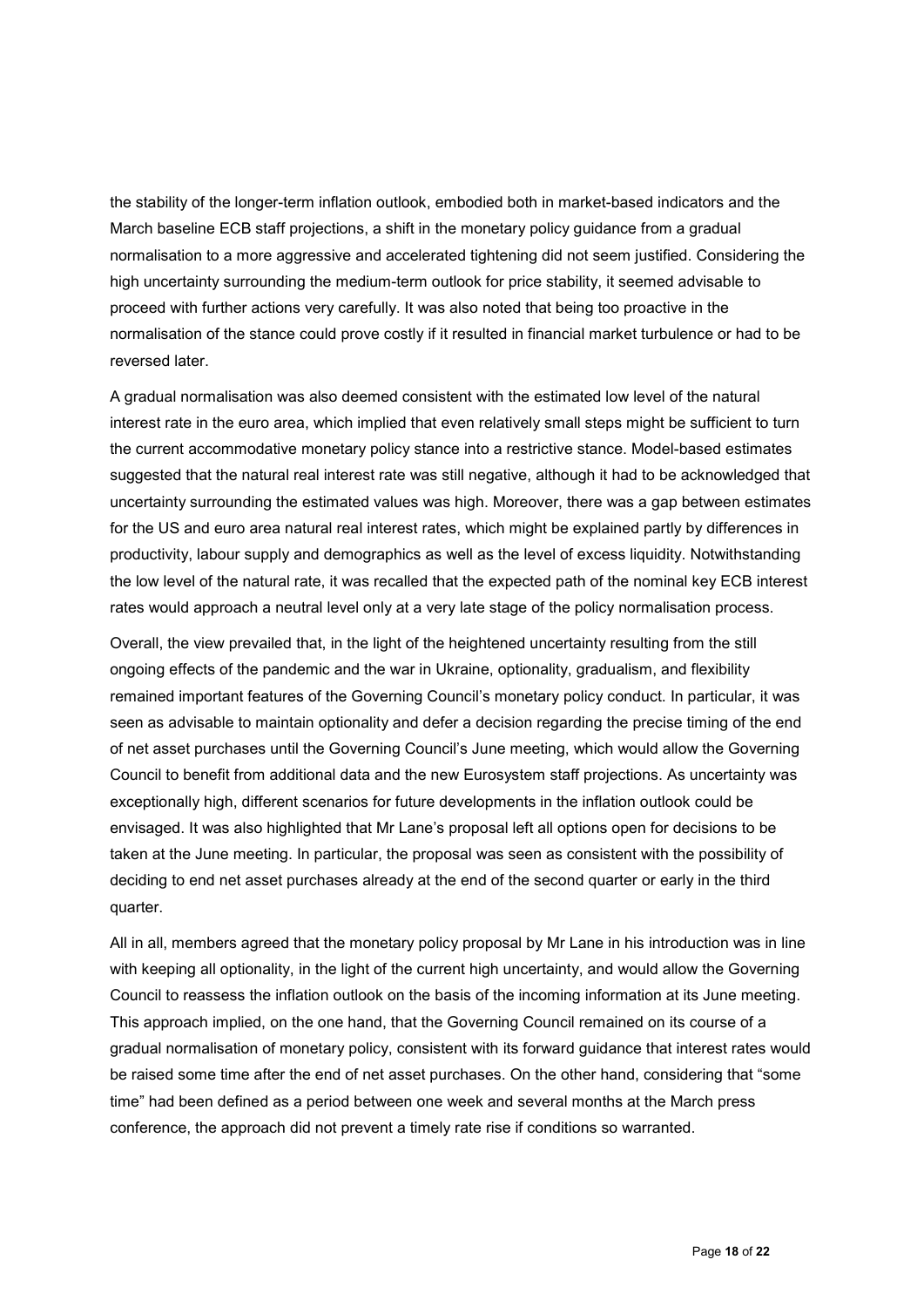the stability of the longer-term inflation outlook, embodied both in market-based indicators and the March baseline ECB staff projections, a shift in the monetary policy guidance from a gradual normalisation to a more aggressive and accelerated tightening did not seem justified. Considering the high uncertainty surrounding the medium-term outlook for price stability, it seemed advisable to proceed with further actions very carefully. It was also noted that being too proactive in the normalisation of the stance could prove costly if it resulted in financial market turbulence or had to be reversed later.

A gradual normalisation was also deemed consistent with the estimated low level of the natural interest rate in the euro area, which implied that even relatively small steps might be sufficient to turn the current accommodative monetary policy stance into a restrictive stance. Model-based estimates suggested that the natural real interest rate was still negative, although it had to be acknowledged that uncertainty surrounding the estimated values was high. Moreover, there was a gap between estimates for the US and euro area natural real interest rates, which might be explained partly by differences in productivity, labour supply and demographics as well as the level of excess liquidity. Notwithstanding the low level of the natural rate, it was recalled that the expected path of the nominal key ECB interest rates would approach a neutral level only at a very late stage of the policy normalisation process.

Overall, the view prevailed that, in the light of the heightened uncertainty resulting from the still ongoing effects of the pandemic and the war in Ukraine, optionality, gradualism, and flexibility remained important features of the Governing Council's monetary policy conduct. In particular, it was seen as advisable to maintain optionality and defer a decision regarding the precise timing of the end of net asset purchases until the Governing Council's June meeting, which would allow the Governing Council to benefit from additional data and the new Eurosystem staff projections. As uncertainty was exceptionally high, different scenarios for future developments in the inflation outlook could be envisaged. It was also highlighted that Mr Lane's proposal left all options open for decisions to be taken at the June meeting. In particular, the proposal was seen as consistent with the possibility of deciding to end net asset purchases already at the end of the second quarter or early in the third quarter.

All in all, members agreed that the monetary policy proposal by Mr Lane in his introduction was in line with keeping all optionality, in the light of the current high uncertainty, and would allow the Governing Council to reassess the inflation outlook on the basis of the incoming information at its June meeting. This approach implied, on the one hand, that the Governing Council remained on its course of a gradual normalisation of monetary policy, consistent with its forward guidance that interest rates would be raised some time after the end of net asset purchases. On the other hand, considering that "some time" had been defined as a period between one week and several months at the March press conference, the approach did not prevent a timely rate rise if conditions so warranted.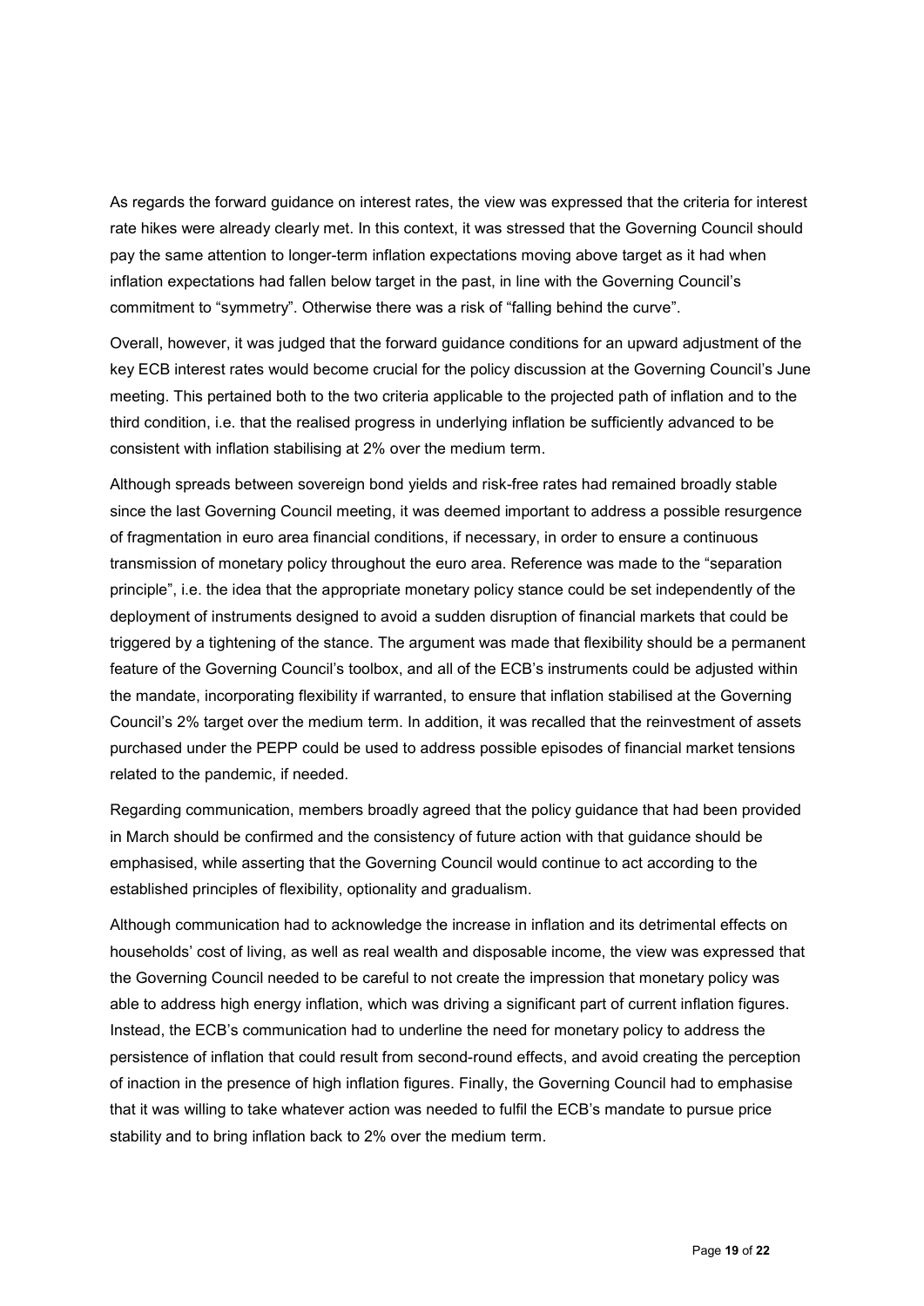As regards the forward guidance on interest rates, the view was expressed that the criteria for interest rate hikes were already clearly met. In this context, it was stressed that the Governing Council should pay the same attention to longer-term inflation expectations moving above target as it had when inflation expectations had fallen below target in the past, in line with the Governing Council's commitment to "symmetry". Otherwise there was a risk of "falling behind the curve".

Overall, however, it was judged that the forward guidance conditions for an upward adjustment of the key ECB interest rates would become crucial for the policy discussion at the Governing Council's June meeting. This pertained both to the two criteria applicable to the projected path of inflation and to the third condition, i.e. that the realised progress in underlying inflation be sufficiently advanced to be consistent with inflation stabilising at 2% over the medium term.

Although spreads between sovereign bond yields and risk-free rates had remained broadly stable since the last Governing Council meeting, it was deemed important to address a possible resurgence of fragmentation in euro area financial conditions, if necessary, in order to ensure a continuous transmission of monetary policy throughout the euro area. Reference was made to the "separation principle", i.e. the idea that the appropriate monetary policy stance could be set independently of the deployment of instruments designed to avoid a sudden disruption of financial markets that could be triggered by a tightening of the stance. The argument was made that flexibility should be a permanent feature of the Governing Council's toolbox, and all of the ECB's instruments could be adjusted within the mandate, incorporating flexibility if warranted, to ensure that inflation stabilised at the Governing Council's 2% target over the medium term. In addition, it was recalled that the reinvestment of assets purchased under the PEPP could be used to address possible episodes of financial market tensions related to the pandemic, if needed.

Regarding communication, members broadly agreed that the policy guidance that had been provided in March should be confirmed and the consistency of future action with that guidance should be emphasised, while asserting that the Governing Council would continue to act according to the established principles of flexibility, optionality and gradualism.

Although communication had to acknowledge the increase in inflation and its detrimental effects on households' cost of living, as well as real wealth and disposable income, the view was expressed that the Governing Council needed to be careful to not create the impression that monetary policy was able to address high energy inflation, which was driving a significant part of current inflation figures. Instead, the ECB's communication had to underline the need for monetary policy to address the persistence of inflation that could result from second-round effects, and avoid creating the perception of inaction in the presence of high inflation figures. Finally, the Governing Council had to emphasise that it was willing to take whatever action was needed to fulfil the ECB's mandate to pursue price stability and to bring inflation back to 2% over the medium term.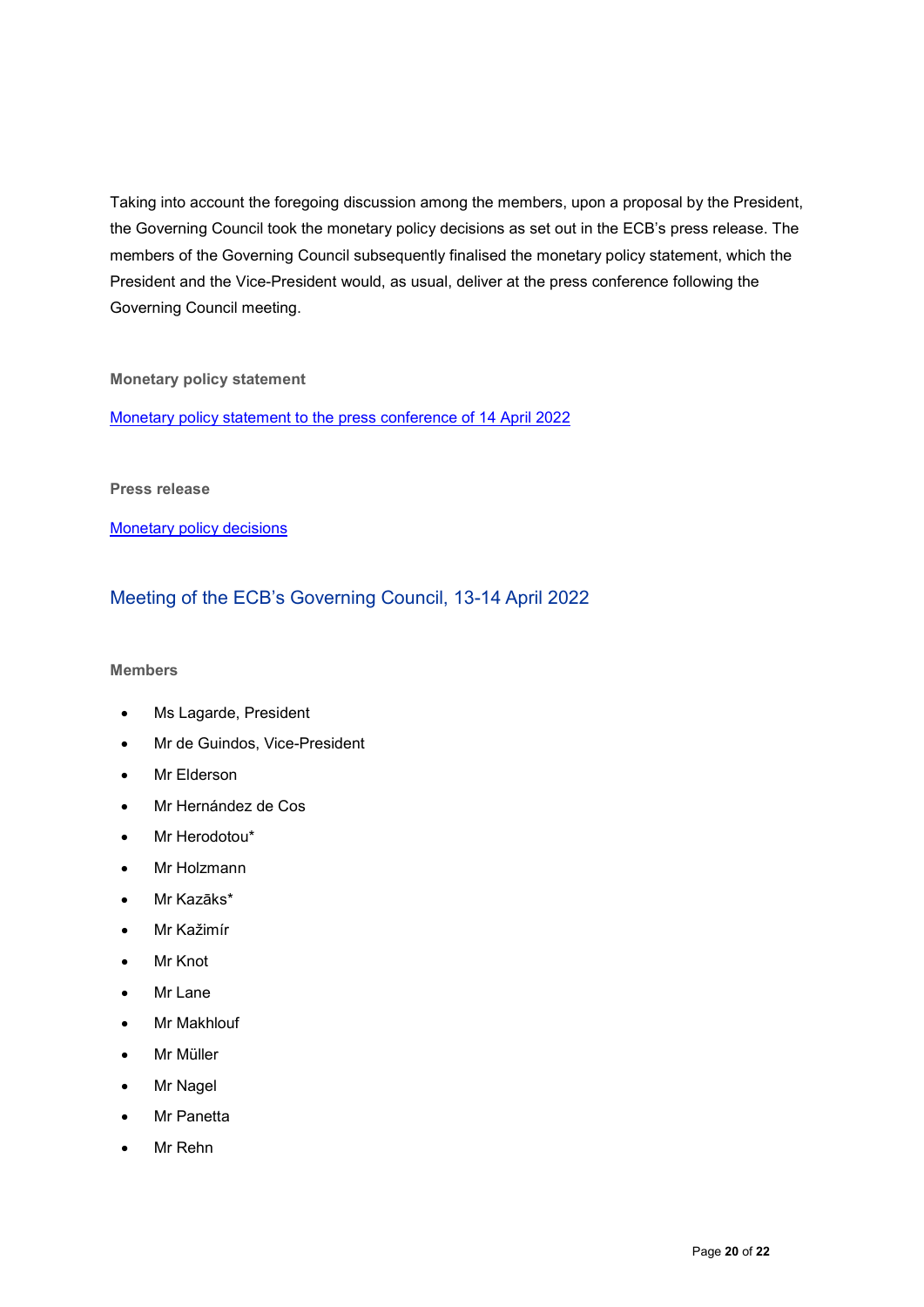Taking into account the foregoing discussion among the members, upon a proposal by the President, the Governing Council took the monetary policy decisions as set out in the ECB's press release. The members of the Governing Council subsequently finalised the monetary policy statement, which the President and the Vice-President would, as usual, deliver at the press conference following the Governing Council meeting.

**Monetary policy statement**

Monetary policy statement to the press conference of 14 April 2022

**Press release**

Monetary policy decisions

## Meeting of the ECB's Governing Council, 13-14 April 2022

**Members**

- Ms Lagarde, President
- Mr de Guindos, Vice-President
- Mr Elderson
- Mr Hernández de Cos
- Mr Herodotou*
- Mr Holzmann
- Mr Kazāks*
- Mr Kažimír
- Mr Knot
- Mr Lane
- Mr Makhlouf
- Mr Müller
- Mr Nagel
- Mr Panetta
- Mr Rehn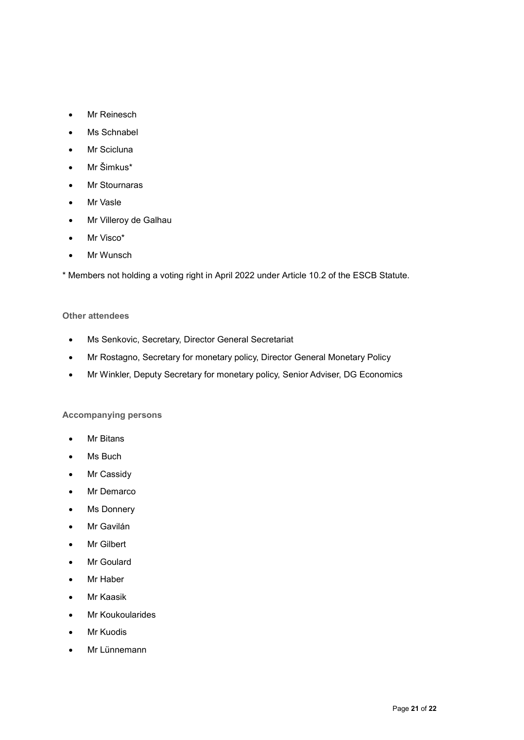- Mr Reinesch
- Ms Schnabel
- Mr Scicluna
- Mr Šimkus*
- Mr Stournaras
- Mr Vasle
- Mr Villeroy de Galhau
- Mr Visco*
- Mr Wunsch

* Members not holding a voting right in April 2022 under Article 10.2 of the ESCB Statute.

**Other attendees**

- Ms Senkovic, Secretary, Director General Secretariat
- Mr Rostagno, Secretary for monetary policy, Director General Monetary Policy
- Mr Winkler, Deputy Secretary for monetary policy, Senior Adviser, DG Economics

**Accompanying persons**

- Mr Bitans
- Ms Buch
- Mr Cassidy
- Mr Demarco
- Ms Donnery
- Mr Gavilán
- Mr Gilbert
- Mr Goulard
- Mr Haber
- Mr Kaasik
- Mr Koukoularides
- Mr Kuodis
- Mr Lünnemann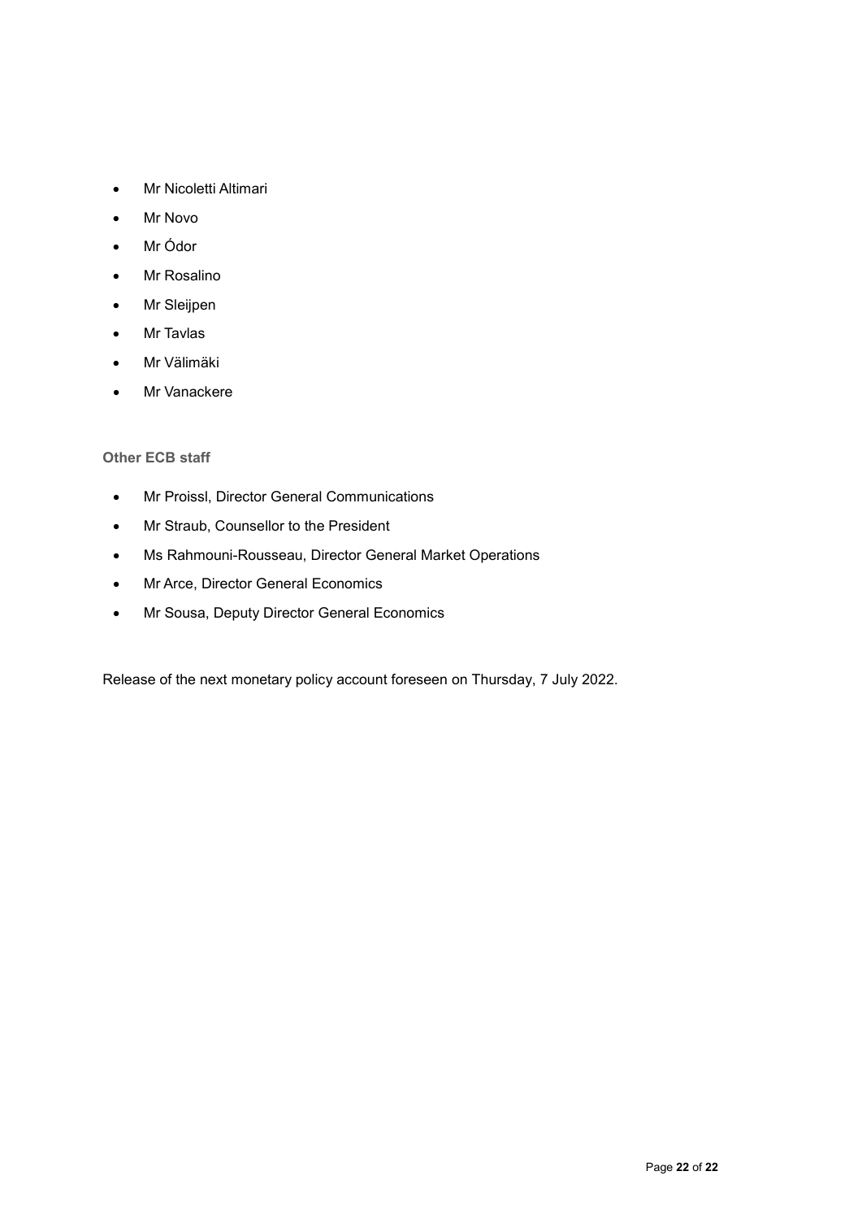- Mr Nicoletti Altimari
- Mr Novo
- Mr Ódor
- Mr Rosalino
- Mr Sleijpen
- Mr Tavlas
- Mr Välimäki
- Mr Vanackere

**Other ECB staff**

- Mr Proissl, Director General Communications
- Mr Straub, Counsellor to the President
- Ms Rahmouni-Rousseau, Director General Market Operations
- Mr Arce, Director General Economics
- Mr Sousa, Deputy Director General Economics

Release of the next monetary policy account foreseen on Thursday, 7 July 2022.